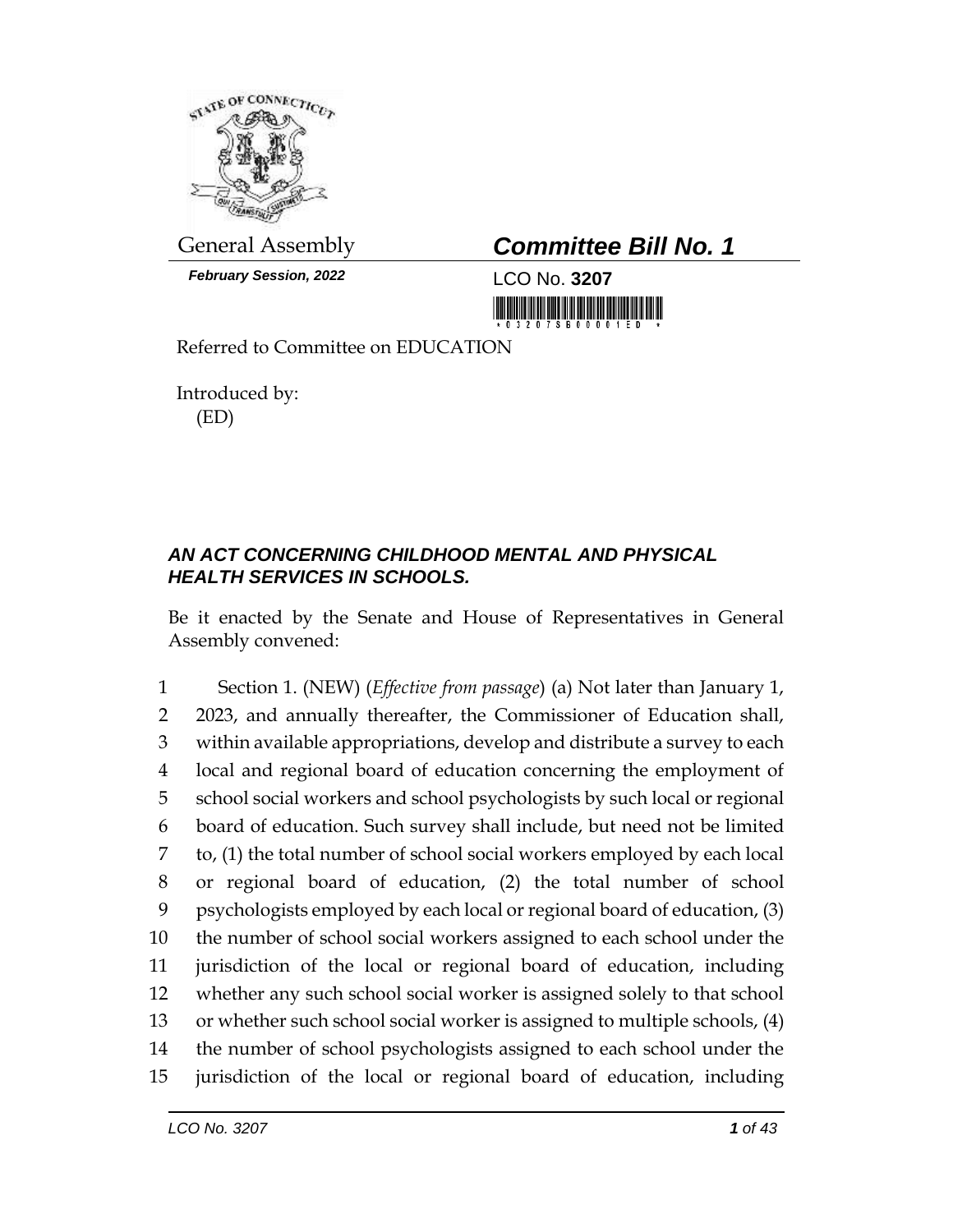General Assembly

***February Session, 2022***

# *Committee Bill No. 1*

LCO No. **3207**

Referred to Committee on EDUCATION

Introduced by:
(ED)

## *AN ACT CONCERNING CHILDHOOD MENTAL AND PHYSICAL HEALTH SERVICES IN SCHOOLS.*

Be it enacted by the Senate and House of Representatives in General Assembly convened:

1 Section 1. (NEW) (*Effective from passage*) (a) Not later than January 1,
2 2023, and annually thereafter, the Commissioner of Education shall,
3 within available appropriations, develop and distribute a survey to each
4 local and regional board of education concerning the employment of
5 school social workers and school psychologists by such local or regional
6 board of education. Such survey shall include, but need not be limited
7 to, (1) the total number of school social workers employed by each local
8 or regional board of education, (2) the total number of school
9 psychologists employed by each local or regional board of education, (3)
10 the number of school social workers assigned to each school under the
11 jurisdiction of the local or regional board of education, including
12 whether any such school social worker is assigned solely to that school
13 or whether such school social worker is assigned to multiple schools, (4)
14 the number of school psychologists assigned to each school under the
15 jurisdiction of the local or regional board of education, including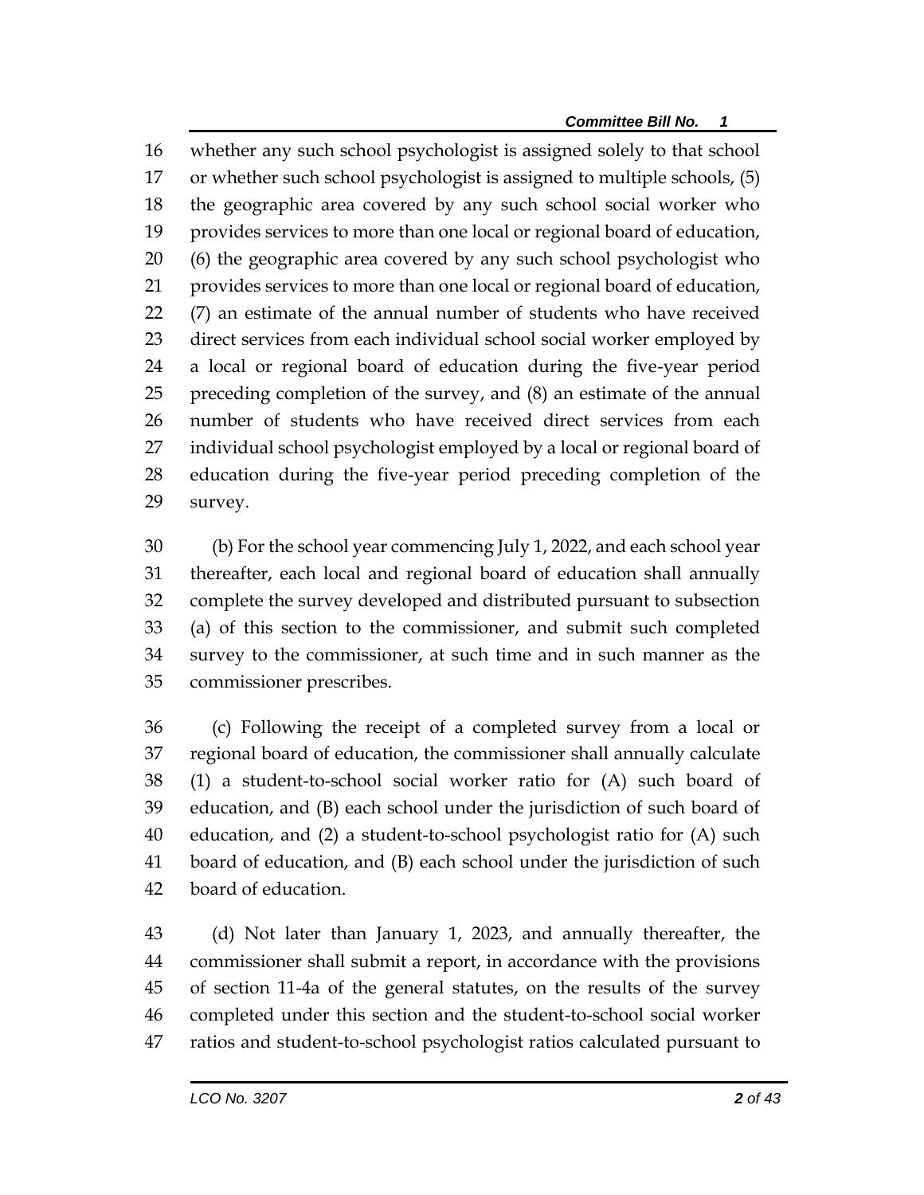whether any such school psychologist is assigned solely to that school or whether such school psychologist is assigned to multiple schools, (5) the geographic area covered by any such school social worker who provides services to more than one local or regional board of education, (6) the geographic area covered by any such school psychologist who provides services to more than one local or regional board of education, (7) an estimate of the annual number of students who have received direct services from each individual school social worker employed by a local or regional board of education during the five-year period preceding completion of the survey, and (8) an estimate of the annual number of students who have received direct services from each individual school psychologist employed by a local or regional board of education during the five-year period preceding completion of the survey.

(b) For the school year commencing July 1, 2022, and each school year thereafter, each local and regional board of education shall annually complete the survey developed and distributed pursuant to subsection (a) of this section to the commissioner, and submit such completed survey to the commissioner, at such time and in such manner as the commissioner prescribes.

(c) Following the receipt of a completed survey from a local or regional board of education, the commissioner shall annually calculate (1) a student-to-school social worker ratio for (A) such board of education, and (B) each school under the jurisdiction of such board of education, and (2) a student-to-school psychologist ratio for (A) such board of education, and (B) each school under the jurisdiction of such board of education.

(d) Not later than January 1, 2023, and annually thereafter, the commissioner shall submit a report, in accordance with the provisions of section 11-4a of the general statutes, on the results of the survey completed under this section and the student-to-school social worker ratios and student-to-school psychologist ratios calculated pursuant to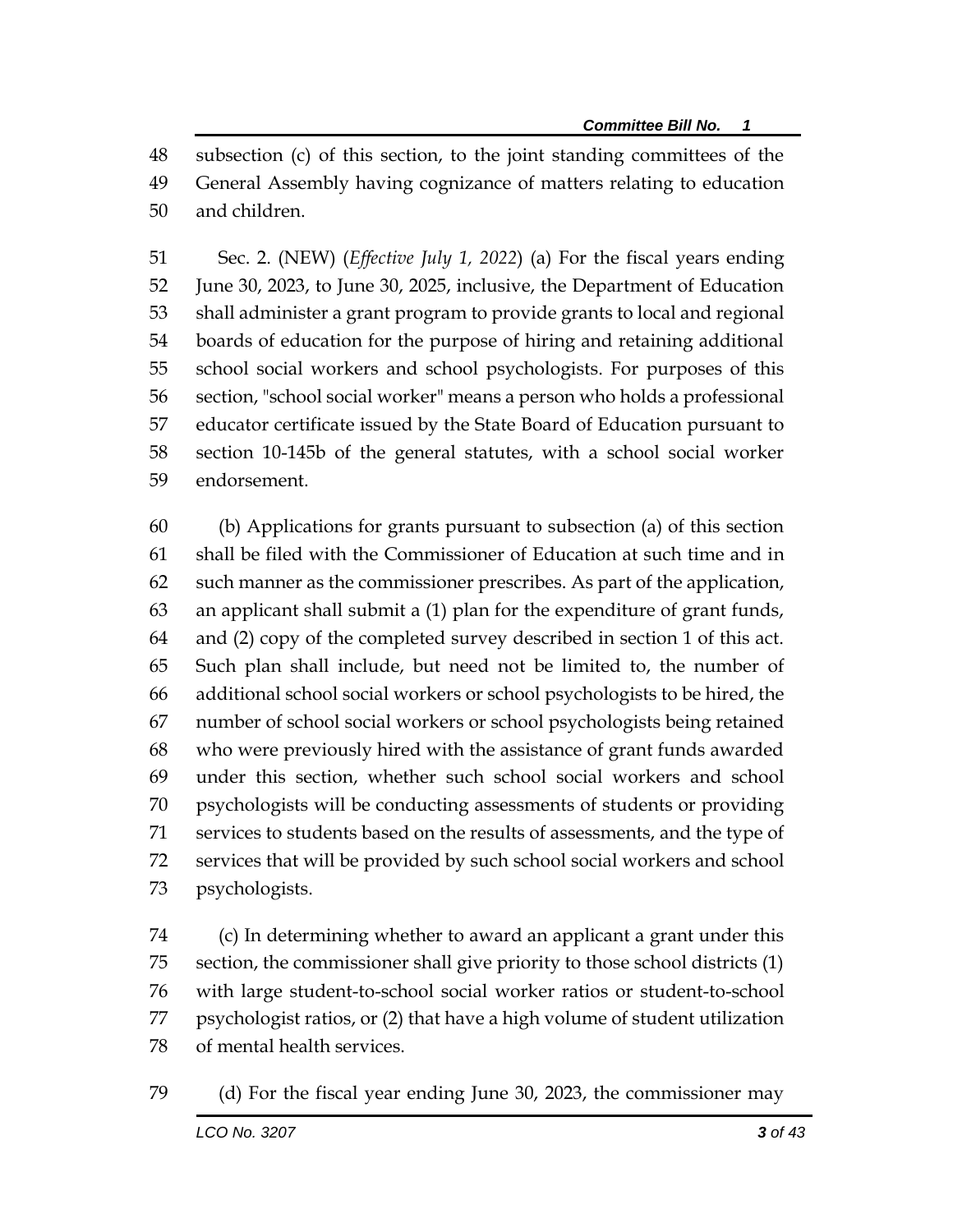subsection (c) of this section, to the joint standing committees of the General Assembly having cognizance of matters relating to education and children.

Sec. 2. (NEW) (*Effective July 1, 2022*) (a) For the fiscal years ending June 30, 2023, to June 30, 2025, inclusive, the Department of Education shall administer a grant program to provide grants to local and regional boards of education for the purpose of hiring and retaining additional school social workers and school psychologists. For purposes of this section, "school social worker" means a person who holds a professional educator certificate issued by the State Board of Education pursuant to section 10-145b of the general statutes, with a school social worker endorsement.

(b) Applications for grants pursuant to subsection (a) of this section shall be filed with the Commissioner of Education at such time and in such manner as the commissioner prescribes. As part of the application, an applicant shall submit a (1) plan for the expenditure of grant funds, and (2) copy of the completed survey described in section 1 of this act. Such plan shall include, but need not be limited to, the number of additional school social workers or school psychologists to be hired, the number of school social workers or school psychologists being retained who were previously hired with the assistance of grant funds awarded under this section, whether such school social workers and school psychologists will be conducting assessments of students or providing services to students based on the results of assessments, and the type of services that will be provided by such school social workers and school psychologists.

(c) In determining whether to award an applicant a grant under this section, the commissioner shall give priority to those school districts (1) with large student-to-school social worker ratios or student-to-school psychologist ratios, or (2) that have a high volume of student utilization of mental health services.

(d) For the fiscal year ending June 30, 2023, the commissioner may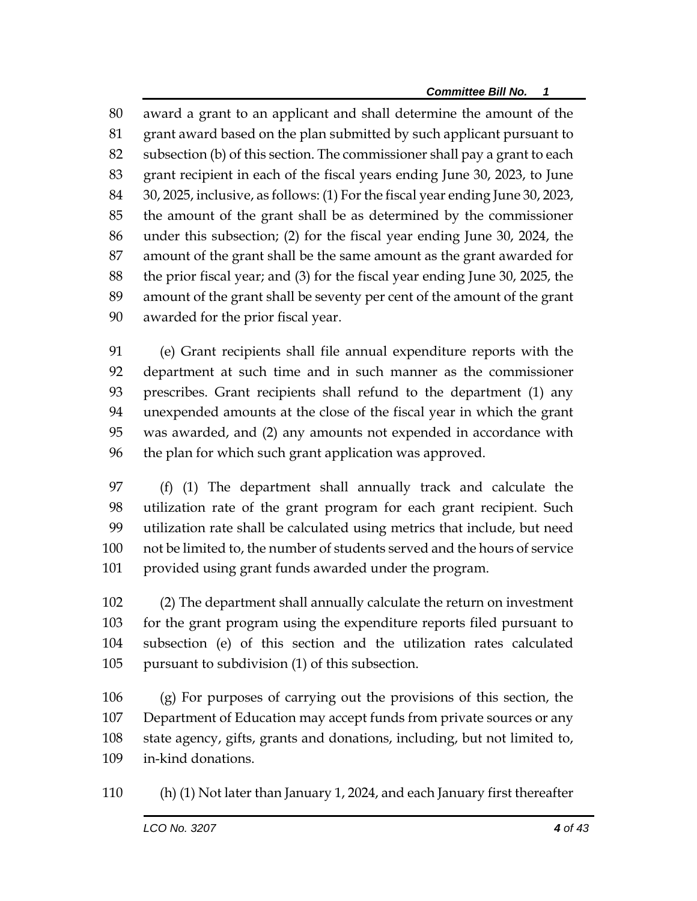award a grant to an applicant and shall determine the amount of the grant award based on the plan submitted by such applicant pursuant to subsection (b) of this section. The commissioner shall pay a grant to each grant recipient in each of the fiscal years ending June 30, 2023, to June 30, 2025, inclusive, as follows: (1) For the fiscal year ending June 30, 2023, the amount of the grant shall be as determined by the commissioner under this subsection; (2) for the fiscal year ending June 30, 2024, the amount of the grant shall be the same amount as the grant awarded for the prior fiscal year; and (3) for the fiscal year ending June 30, 2025, the amount of the grant shall be seventy per cent of the amount of the grant awarded for the prior fiscal year.

(e) Grant recipients shall file annual expenditure reports with the department at such time and in such manner as the commissioner prescribes. Grant recipients shall refund to the department (1) any unexpended amounts at the close of the fiscal year in which the grant was awarded, and (2) any amounts not expended in accordance with the plan for which such grant application was approved.

(f) (1) The department shall annually track and calculate the utilization rate of the grant program for each grant recipient. Such utilization rate shall be calculated using metrics that include, but need not be limited to, the number of students served and the hours of service provided using grant funds awarded under the program.

(2) The department shall annually calculate the return on investment for the grant program using the expenditure reports filed pursuant to subsection (e) of this section and the utilization rates calculated pursuant to subdivision (1) of this subsection.

(g) For purposes of carrying out the provisions of this section, the Department of Education may accept funds from private sources or any state agency, gifts, grants and donations, including, but not limited to, in-kind donations.

(h) (1) Not later than January 1, 2024, and each January first thereafter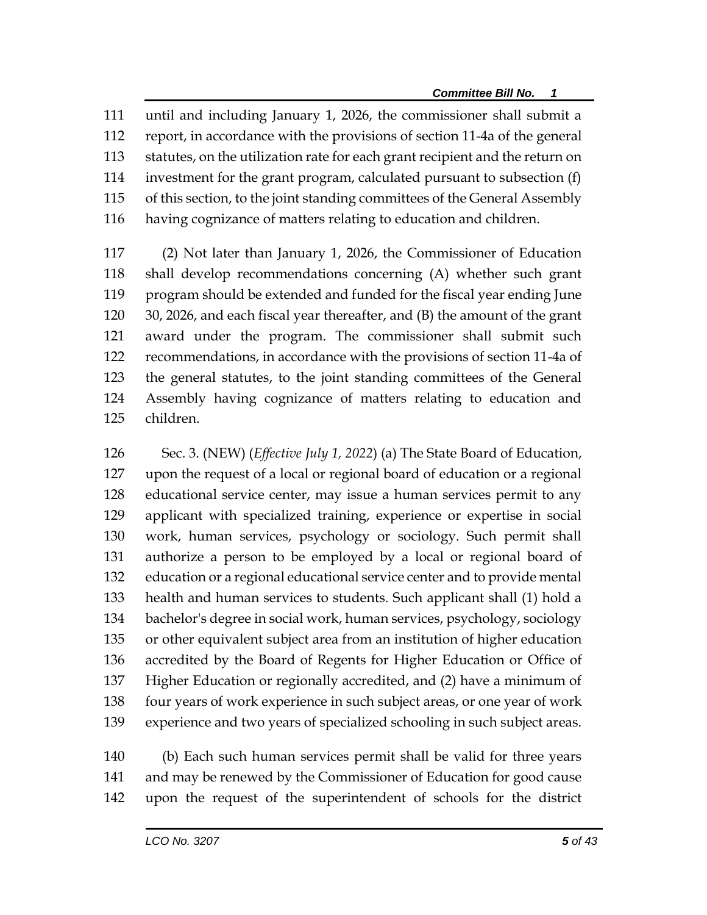until and including January 1, 2026, the commissioner shall submit a report, in accordance with the provisions of section 11-4a of the general statutes, on the utilization rate for each grant recipient and the return on investment for the grant program, calculated pursuant to subsection (f) of this section, to the joint standing committees of the General Assembly having cognizance of matters relating to education and children.

(2) Not later than January 1, 2026, the Commissioner of Education shall develop recommendations concerning (A) whether such grant program should be extended and funded for the fiscal year ending June 30, 2026, and each fiscal year thereafter, and (B) the amount of the grant award under the program. The commissioner shall submit such recommendations, in accordance with the provisions of section 11-4a of the general statutes, to the joint standing committees of the General Assembly having cognizance of matters relating to education and children.

Sec. 3. (NEW) (*Effective July 1, 2022*) (a) The State Board of Education, upon the request of a local or regional board of education or a regional educational service center, may issue a human services permit to any applicant with specialized training, experience or expertise in social work, human services, psychology or sociology. Such permit shall authorize a person to be employed by a local or regional board of education or a regional educational service center and to provide mental health and human services to students. Such applicant shall (1) hold a bachelor's degree in social work, human services, psychology, sociology or other equivalent subject area from an institution of higher education accredited by the Board of Regents for Higher Education or Office of Higher Education or regionally accredited, and (2) have a minimum of four years of work experience in such subject areas, or one year of work experience and two years of specialized schooling in such subject areas.

(b) Each such human services permit shall be valid for three years and may be renewed by the Commissioner of Education for good cause upon the request of the superintendent of schools for the district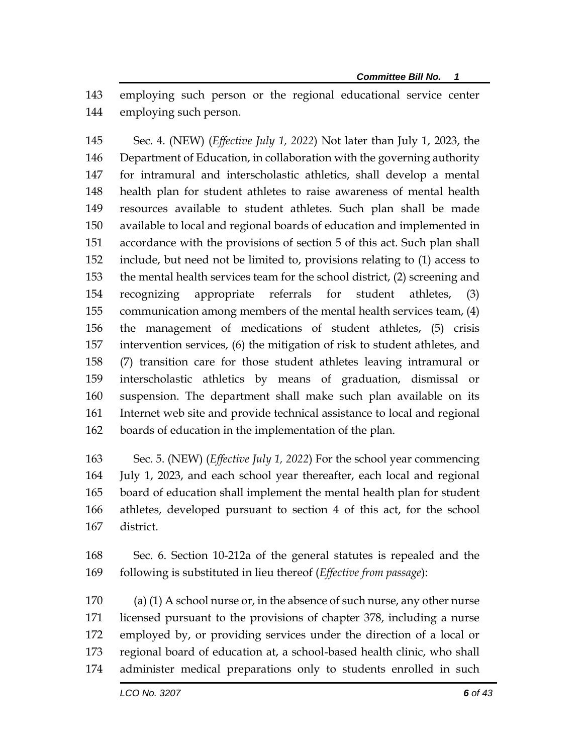employing such person or the regional educational service center employing such person.

Sec. 4. (NEW) (*Effective July 1, 2022*) Not later than July 1, 2023, the Department of Education, in collaboration with the governing authority for intramural and interscholastic athletics, shall develop a mental health plan for student athletes to raise awareness of mental health resources available to student athletes. Such plan shall be made available to local and regional boards of education and implemented in accordance with the provisions of section 5 of this act. Such plan shall include, but need not be limited to, provisions relating to (1) access to the mental health services team for the school district, (2) screening and recognizing appropriate referrals for student athletes, (3) communication among members of the mental health services team, (4) the management of medications of student athletes, (5) crisis intervention services, (6) the mitigation of risk to student athletes, and (7) transition care for those student athletes leaving intramural or interscholastic athletics by means of graduation, dismissal or suspension. The department shall make such plan available on its Internet web site and provide technical assistance to local and regional boards of education in the implementation of the plan.

Sec. 5. (NEW) (*Effective July 1, 2022*) For the school year commencing July 1, 2023, and each school year thereafter, each local and regional board of education shall implement the mental health plan for student athletes, developed pursuant to section 4 of this act, for the school district.

Sec. 6. Section 10-212a of the general statutes is repealed and the following is substituted in lieu thereof (*Effective from passage*):

(a) (1) A school nurse or, in the absence of such nurse, any other nurse licensed pursuant to the provisions of chapter 378, including a nurse employed by, or providing services under the direction of a local or regional board of education at, a school-based health clinic, who shall administer medical preparations only to students enrolled in such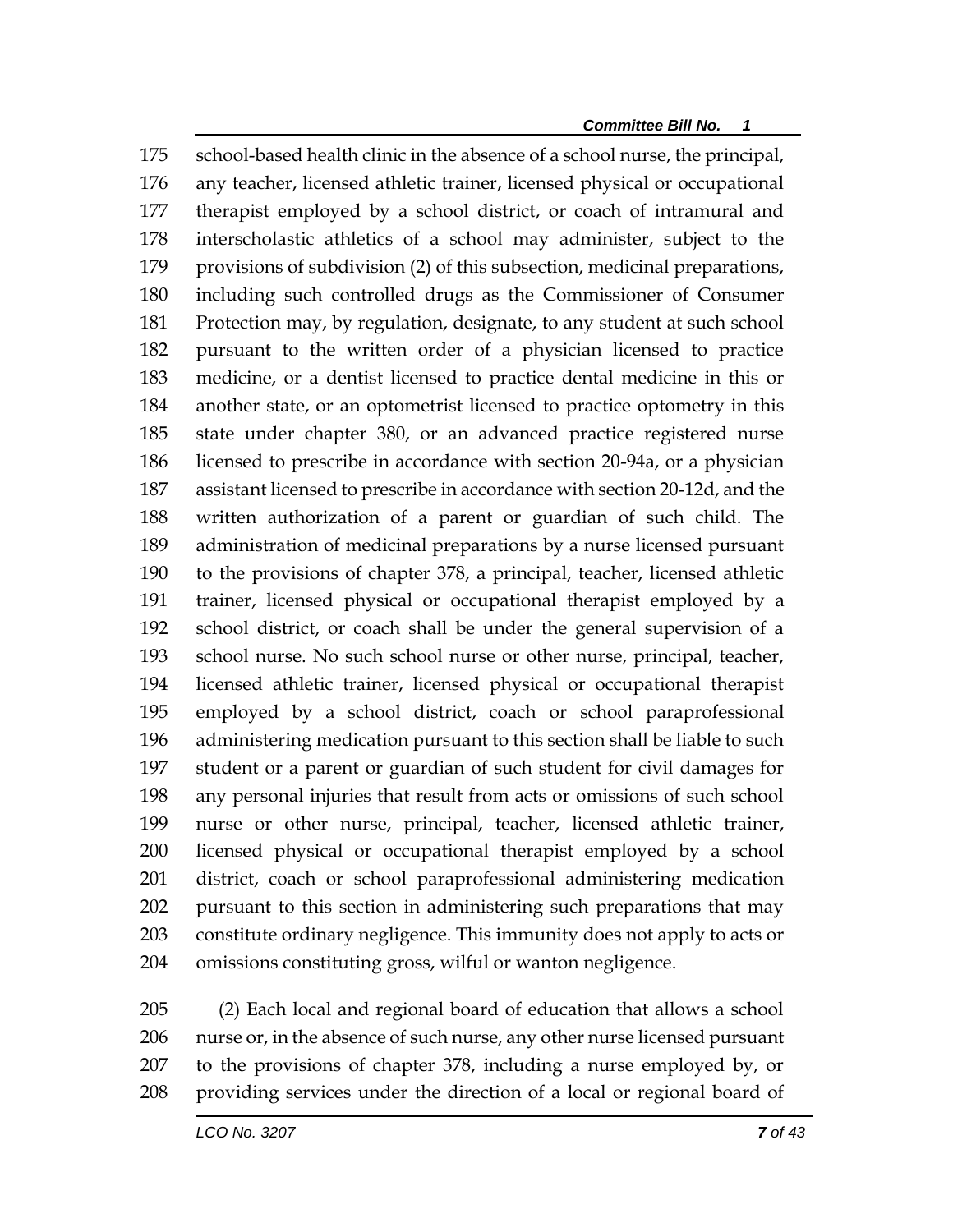school-based health clinic in the absence of a school nurse, the principal, any teacher, licensed athletic trainer, licensed physical or occupational therapist employed by a school district, or coach of intramural and interscholastic athletics of a school may administer, subject to the provisions of subdivision (2) of this subsection, medicinal preparations, including such controlled drugs as the Commissioner of Consumer Protection may, by regulation, designate, to any student at such school pursuant to the written order of a physician licensed to practice medicine, or a dentist licensed to practice dental medicine in this or another state, or an optometrist licensed to practice optometry in this state under chapter 380, or an advanced practice registered nurse licensed to prescribe in accordance with section 20-94a, or a physician assistant licensed to prescribe in accordance with section 20-12d, and the written authorization of a parent or guardian of such child. The administration of medicinal preparations by a nurse licensed pursuant to the provisions of chapter 378, a principal, teacher, licensed athletic trainer, licensed physical or occupational therapist employed by a school district, or coach shall be under the general supervision of a school nurse. No such school nurse or other nurse, principal, teacher, licensed athletic trainer, licensed physical or occupational therapist employed by a school district, coach or school paraprofessional administering medication pursuant to this section shall be liable to such student or a parent or guardian of such student for civil damages for any personal injuries that result from acts or omissions of such school nurse or other nurse, principal, teacher, licensed athletic trainer, licensed physical or occupational therapist employed by a school district, coach or school paraprofessional administering medication pursuant to this section in administering such preparations that may constitute ordinary negligence. This immunity does not apply to acts or omissions constituting gross, wilful or wanton negligence.

(2) Each local and regional board of education that allows a school nurse or, in the absence of such nurse, any other nurse licensed pursuant to the provisions of chapter 378, including a nurse employed by, or providing services under the direction of a local or regional board of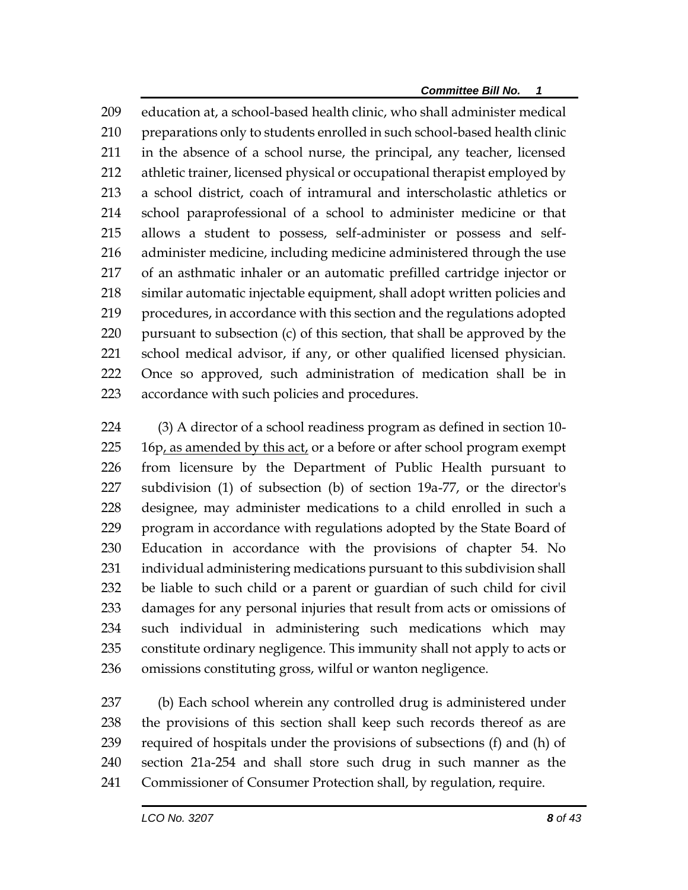209 education at, a school-based health clinic, who shall administer medical
210 preparations only to students enrolled in such school-based health clinic
211 in the absence of a school nurse, the principal, any teacher, licensed
212 athletic trainer, licensed physical or occupational therapist employed by
213 a school district, coach of intramural and interscholastic athletics or
214 school paraprofessional of a school to administer medicine or that
215 allows a student to possess, self-administer or possess and self-
216 administer medicine, including medicine administered through the use
217 of an asthmatic inhaler or an automatic prefilled cartridge injector or
218 similar automatic injectable equipment, shall adopt written policies and
219 procedures, in accordance with this section and the regulations adopted
220 pursuant to subsection (c) of this section, that shall be approved by the
221 school medical advisor, if any, or other qualified licensed physician.
222 Once so approved, such administration of medication shall be in
223 accordance with such policies and procedures.

224 (3) A director of a school readiness program as defined in section 10-
225 16p<u>, as amended by this act,</u> or a before or after school program exempt
226 from licensure by the Department of Public Health pursuant to
227 subdivision (1) of subsection (b) of section 19a-77, or the director's
228 designee, may administer medications to a child enrolled in such a
229 program in accordance with regulations adopted by the State Board of
230 Education in accordance with the provisions of chapter 54. No
231 individual administering medications pursuant to this subdivision shall
232 be liable to such child or a parent or guardian of such child for civil
233 damages for any personal injuries that result from acts or omissions of
234 such individual in administering such medications which may
235 constitute ordinary negligence. This immunity shall not apply to acts or
236 omissions constituting gross, wilful or wanton negligence.

237 (b) Each school wherein any controlled drug is administered under
238 the provisions of this section shall keep such records thereof as are
239 required of hospitals under the provisions of subsections (f) and (h) of
240 section 21a-254 and shall store such drug in such manner as the
241 Commissioner of Consumer Protection shall, by regulation, require.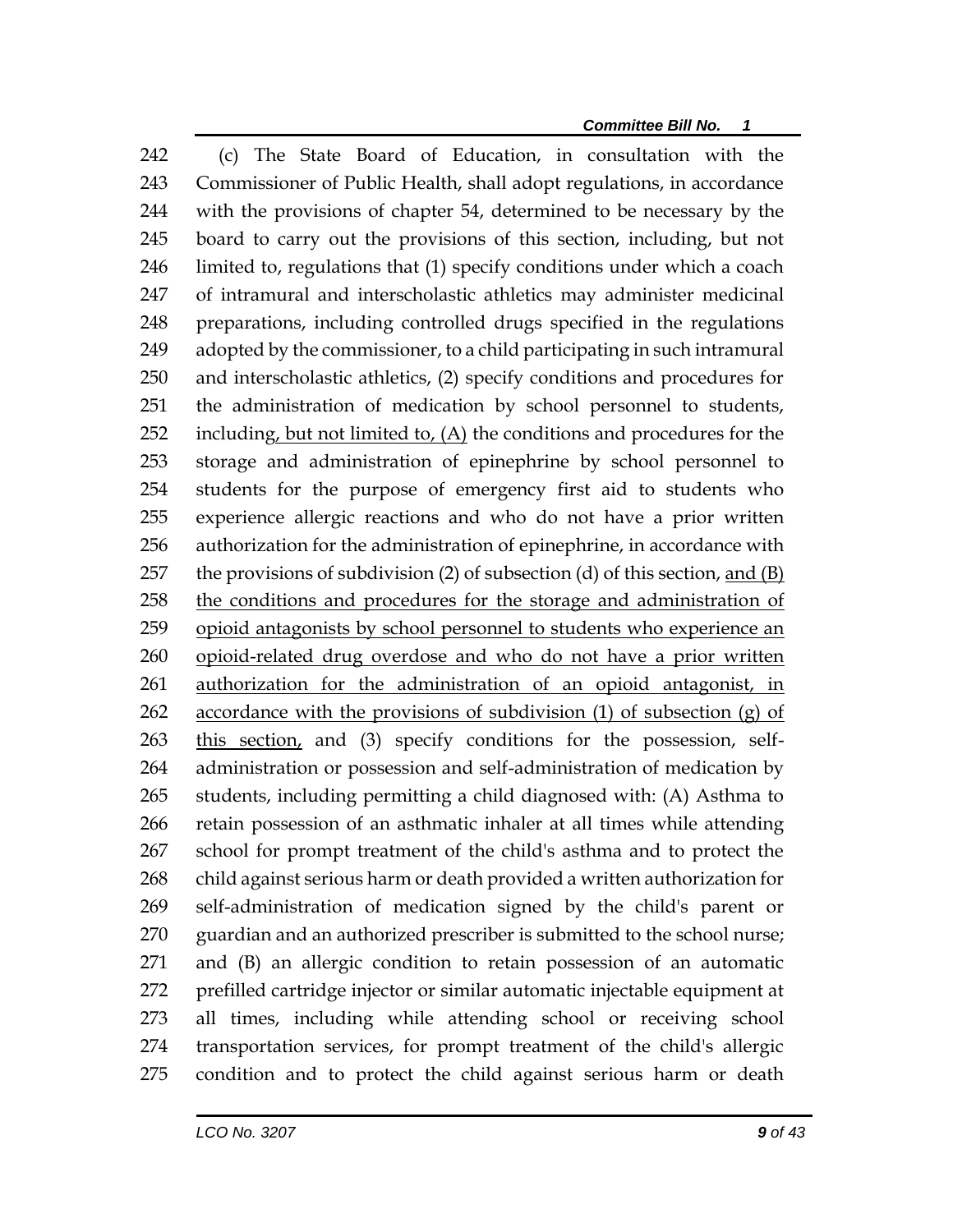(c) The State Board of Education, in consultation with the Commissioner of Public Health, shall adopt regulations, in accordance with the provisions of chapter 54, determined to be necessary by the board to carry out the provisions of this section, including, but not limited to, regulations that (1) specify conditions under which a coach of intramural and interscholastic athletics may administer medicinal preparations, including controlled drugs specified in the regulations adopted by the commissioner, to a child participating in such intramural and interscholastic athletics, (2) specify conditions and procedures for the administration of medication by school personnel to students, including, but not limited to, (A) the conditions and procedures for the storage and administration of epinephrine by school personnel to students for the purpose of emergency first aid to students who experience allergic reactions and who do not have a prior written authorization for the administration of epinephrine, in accordance with the provisions of subdivision (2) of subsection (d) of this section, and (B) the conditions and procedures for the storage and administration of opioid antagonists by school personnel to students who experience an opioid-related drug overdose and who do not have a prior written authorization for the administration of an opioid antagonist, in accordance with the provisions of subdivision (1) of subsection (g) of this section, and (3) specify conditions for the possession, self-administration or possession and self-administration of medication by students, including permitting a child diagnosed with: (A) Asthma to retain possession of an asthmatic inhaler at all times while attending school for prompt treatment of the child's asthma and to protect the child against serious harm or death provided a written authorization for self-administration of medication signed by the child's parent or guardian and an authorized prescriber is submitted to the school nurse; and (B) an allergic condition to retain possession of an automatic prefilled cartridge injector or similar automatic injectable equipment at all times, including while attending school or receiving school transportation services, for prompt treatment of the child's allergic condition and to protect the child against serious harm or death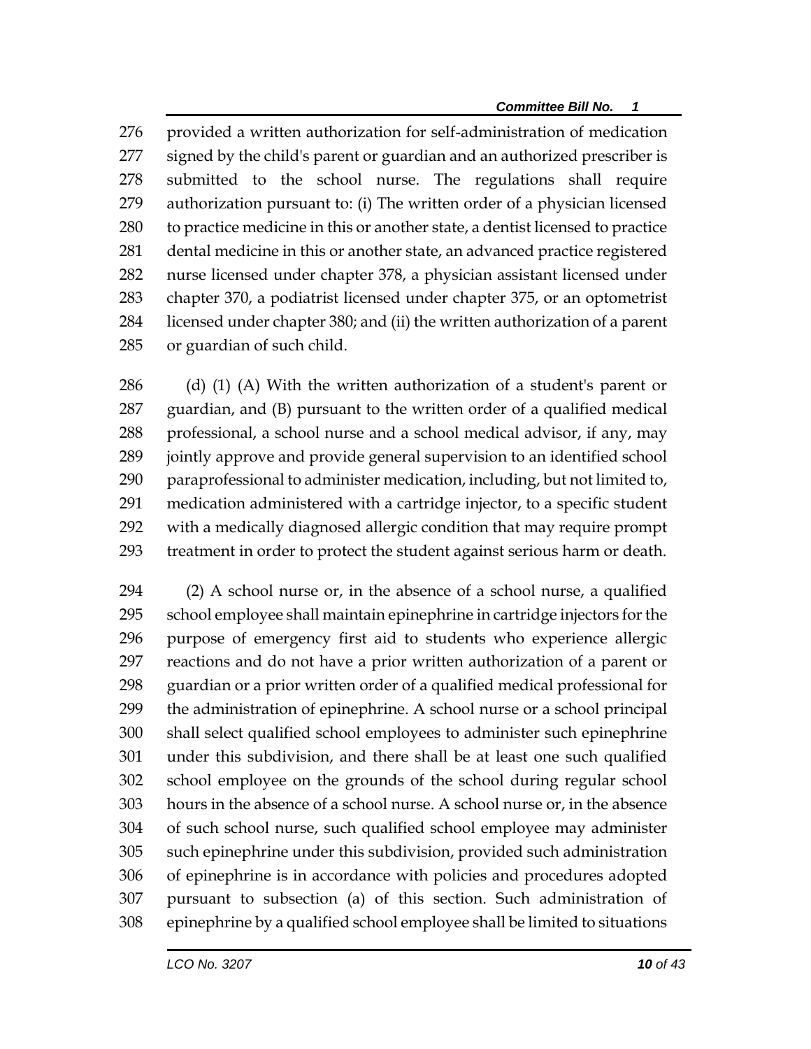provided a written authorization for self-administration of medication signed by the child's parent or guardian and an authorized prescriber is submitted to the school nurse. The regulations shall require authorization pursuant to: (i) The written order of a physician licensed to practice medicine in this or another state, a dentist licensed to practice dental medicine in this or another state, an advanced practice registered nurse licensed under chapter 378, a physician assistant licensed under chapter 370, a podiatrist licensed under chapter 375, or an optometrist licensed under chapter 380; and (ii) the written authorization of a parent or guardian of such child.

(d) (1) (A) With the written authorization of a student's parent or guardian, and (B) pursuant to the written order of a qualified medical professional, a school nurse and a school medical advisor, if any, may jointly approve and provide general supervision to an identified school paraprofessional to administer medication, including, but not limited to, medication administered with a cartridge injector, to a specific student with a medically diagnosed allergic condition that may require prompt treatment in order to protect the student against serious harm or death.

(2) A school nurse or, in the absence of a school nurse, a qualified school employee shall maintain epinephrine in cartridge injectors for the purpose of emergency first aid to students who experience allergic reactions and do not have a prior written authorization of a parent or guardian or a prior written order of a qualified medical professional for the administration of epinephrine. A school nurse or a school principal shall select qualified school employees to administer such epinephrine under this subdivision, and there shall be at least one such qualified school employee on the grounds of the school during regular school hours in the absence of a school nurse. A school nurse or, in the absence of such school nurse, such qualified school employee may administer such epinephrine under this subdivision, provided such administration of epinephrine is in accordance with policies and procedures adopted pursuant to subsection (a) of this section. Such administration of epinephrine by a qualified school employee shall be limited to situations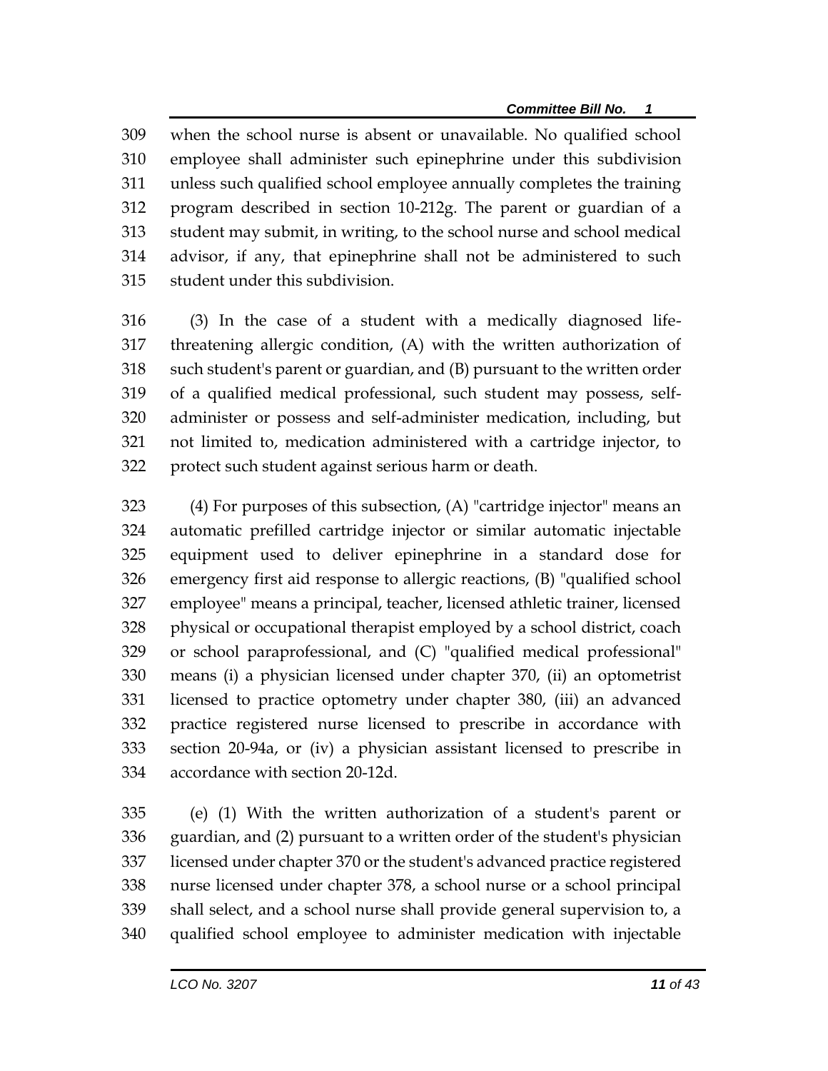309 when the school nurse is absent or unavailable. No qualified school
310 employee shall administer such epinephrine under this subdivision
311 unless such qualified school employee annually completes the training
312 program described in section 10-212g. The parent or guardian of a
313 student may submit, in writing, to the school nurse and school medical
314 advisor, if any, that epinephrine shall not be administered to such
315 student under this subdivision.

316 (3) In the case of a student with a medically diagnosed life-
317 threatening allergic condition, (A) with the written authorization of
318 such student's parent or guardian, and (B) pursuant to the written order
319 of a qualified medical professional, such student may possess, self-
320 administer or possess and self-administer medication, including, but
321 not limited to, medication administered with a cartridge injector, to
322 protect such student against serious harm or death.

323 (4) For purposes of this subsection, (A) "cartridge injector" means an
324 automatic prefilled cartridge injector or similar automatic injectable
325 equipment used to deliver epinephrine in a standard dose for
326 emergency first aid response to allergic reactions, (B) "qualified school
327 employee" means a principal, teacher, licensed athletic trainer, licensed
328 physical or occupational therapist employed by a school district, coach
329 or school paraprofessional, and (C) "qualified medical professional"
330 means (i) a physician licensed under chapter 370, (ii) an optometrist
331 licensed to practice optometry under chapter 380, (iii) an advanced
332 practice registered nurse licensed to prescribe in accordance with
333 section 20-94a, or (iv) a physician assistant licensed to prescribe in
334 accordance with section 20-12d.

335 (e) (1) With the written authorization of a student's parent or
336 guardian, and (2) pursuant to a written order of the student's physician
337 licensed under chapter 370 or the student's advanced practice registered
338 nurse licensed under chapter 378, a school nurse or a school principal
339 shall select, and a school nurse shall provide general supervision to, a
340 qualified school employee to administer medication with injectable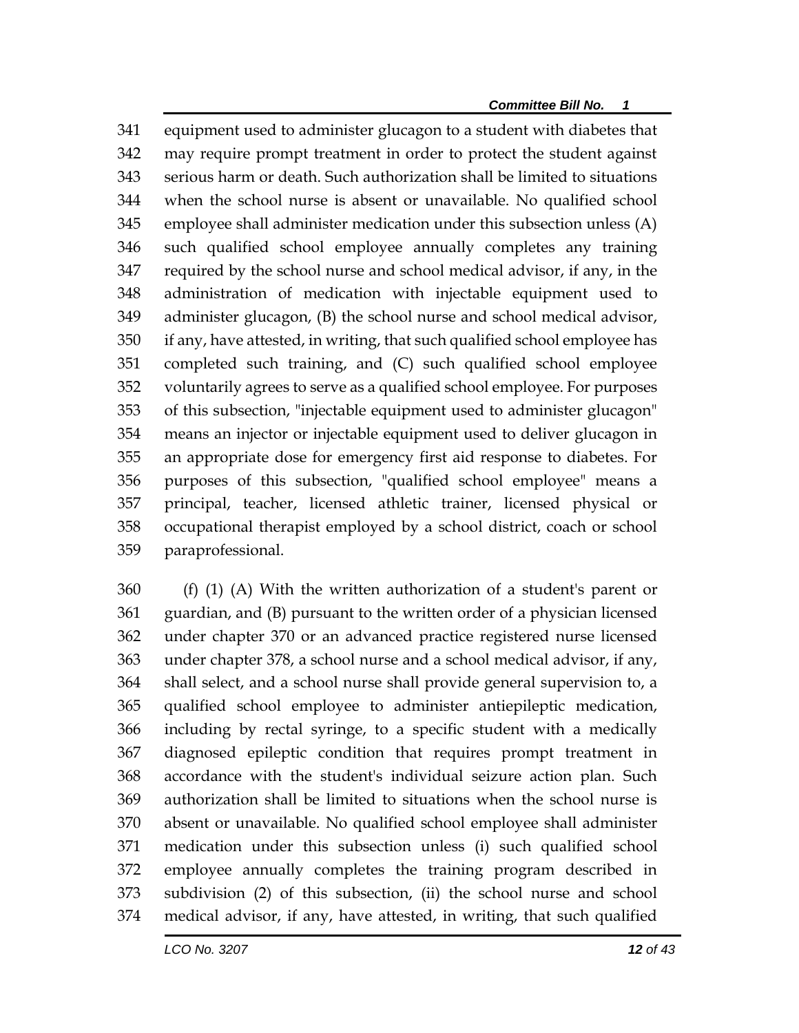equipment used to administer glucagon to a student with diabetes that may require prompt treatment in order to protect the student against serious harm or death. Such authorization shall be limited to situations when the school nurse is absent or unavailable. No qualified school employee shall administer medication under this subsection unless (A) such qualified school employee annually completes any training required by the school nurse and school medical advisor, if any, in the administration of medication with injectable equipment used to administer glucagon, (B) the school nurse and school medical advisor, if any, have attested, in writing, that such qualified school employee has completed such training, and (C) such qualified school employee voluntarily agrees to serve as a qualified school employee. For purposes of this subsection, "injectable equipment used to administer glucagon" means an injector or injectable equipment used to deliver glucagon in an appropriate dose for emergency first aid response to diabetes. For purposes of this subsection, "qualified school employee" means a principal, teacher, licensed athletic trainer, licensed physical or occupational therapist employed by a school district, coach or school paraprofessional.

(f) (1) (A) With the written authorization of a student's parent or guardian, and (B) pursuant to the written order of a physician licensed under chapter 370 or an advanced practice registered nurse licensed under chapter 378, a school nurse and a school medical advisor, if any, shall select, and a school nurse shall provide general supervision to, a qualified school employee to administer antiepileptic medication, including by rectal syringe, to a specific student with a medically diagnosed epileptic condition that requires prompt treatment in accordance with the student's individual seizure action plan. Such authorization shall be limited to situations when the school nurse is absent or unavailable. No qualified school employee shall administer medication under this subsection unless (i) such qualified school employee annually completes the training program described in subdivision (2) of this subsection, (ii) the school nurse and school medical advisor, if any, have attested, in writing, that such qualified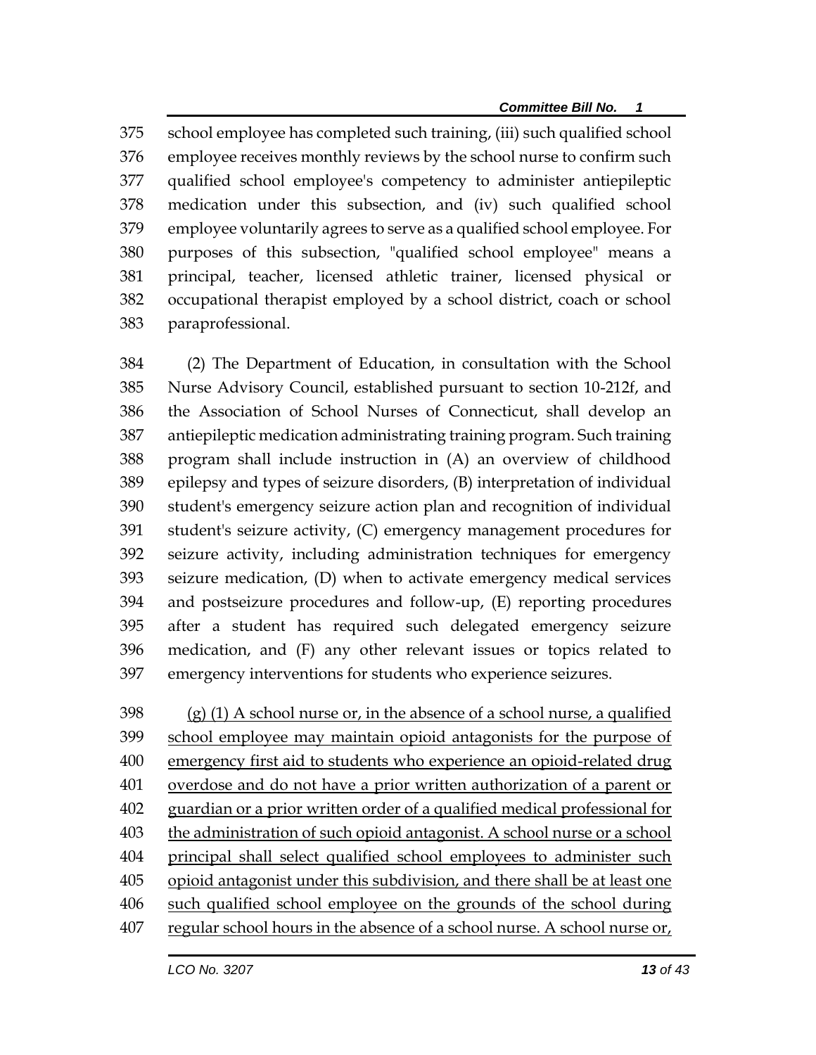school employee has completed such training, (iii) such qualified school employee receives monthly reviews by the school nurse to confirm such qualified school employee's competency to administer antiepileptic medication under this subsection, and (iv) such qualified school employee voluntarily agrees to serve as a qualified school employee. For purposes of this subsection, "qualified school employee" means a principal, teacher, licensed athletic trainer, licensed physical or occupational therapist employed by a school district, coach or school paraprofessional.

(2) The Department of Education, in consultation with the School Nurse Advisory Council, established pursuant to section 10-212f, and the Association of School Nurses of Connecticut, shall develop an antiepileptic medication administrating training program. Such training program shall include instruction in (A) an overview of childhood epilepsy and types of seizure disorders, (B) interpretation of individual student's emergency seizure action plan and recognition of individual student's seizure activity, (C) emergency management procedures for seizure activity, including administration techniques for emergency seizure medication, (D) when to activate emergency medical services and postseizure procedures and follow-up, (E) reporting procedures after a student has required such delegated emergency seizure medication, and (F) any other relevant issues or topics related to emergency interventions for students who experience seizures.

<u>(g) (1) A school nurse or, in the absence of a school nurse, a qualified school employee may maintain opioid antagonists for the purpose of emergency first aid to students who experience an opioid-related drug overdose and do not have a prior written authorization of a parent or guardian or a prior written order of a qualified medical professional for the administration of such opioid antagonist. A school nurse or a school principal shall select qualified school employees to administer such opioid antagonist under this subdivision, and there shall be at least one such qualified school employee on the grounds of the school during regular school hours in the absence of a school nurse. A school nurse or,</u>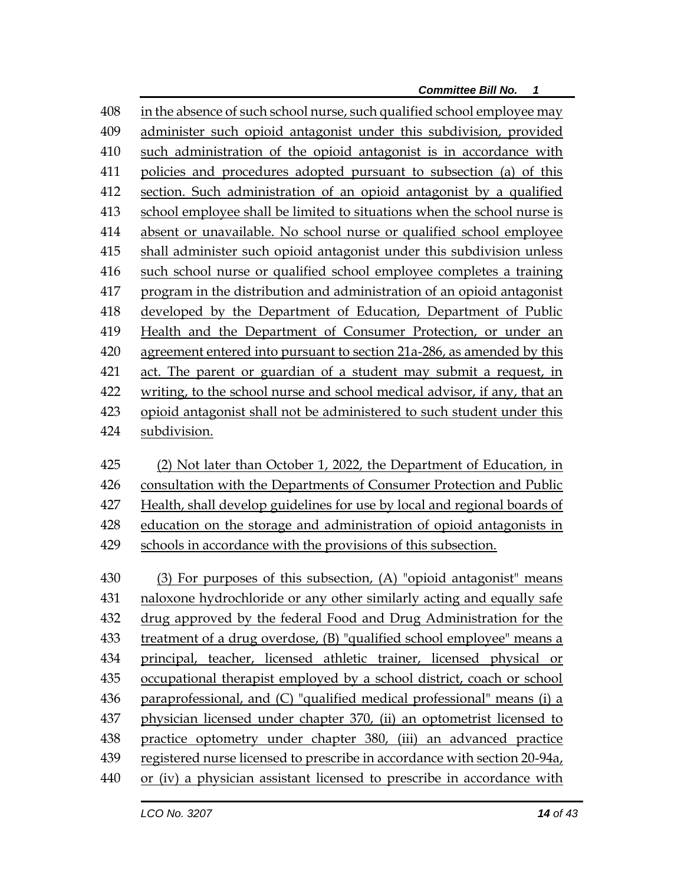in the absence of such school nurse, such qualified school employee may administer such opioid antagonist under this subdivision, provided such administration of the opioid antagonist is in accordance with policies and procedures adopted pursuant to subsection (a) of this section. Such administration of an opioid antagonist by a qualified school employee shall be limited to situations when the school nurse is absent or unavailable. No school nurse or qualified school employee shall administer such opioid antagonist under this subdivision unless such school nurse or qualified school employee completes a training program in the distribution and administration of an opioid antagonist developed by the Department of Education, Department of Public Health and the Department of Consumer Protection, or under an agreement entered into pursuant to section 21a-286, as amended by this act. The parent or guardian of a student may submit a request, in writing, to the school nurse and school medical advisor, if any, that an opioid antagonist shall not be administered to such student under this subdivision.

(2) Not later than October 1, 2022, the Department of Education, in consultation with the Departments of Consumer Protection and Public Health, shall develop guidelines for use by local and regional boards of education on the storage and administration of opioid antagonists in schools in accordance with the provisions of this subsection.

(3) For purposes of this subsection, (A) "opioid antagonist" means naloxone hydrochloride or any other similarly acting and equally safe drug approved by the federal Food and Drug Administration for the treatment of a drug overdose, (B) "qualified school employee" means a principal, teacher, licensed athletic trainer, licensed physical or occupational therapist employed by a school district, coach or school paraprofessional, and (C) "qualified medical professional" means (i) a physician licensed under chapter 370, (ii) an optometrist licensed to practice optometry under chapter 380, (iii) an advanced practice registered nurse licensed to prescribe in accordance with section 20-94a, or (iv) a physician assistant licensed to prescribe in accordance with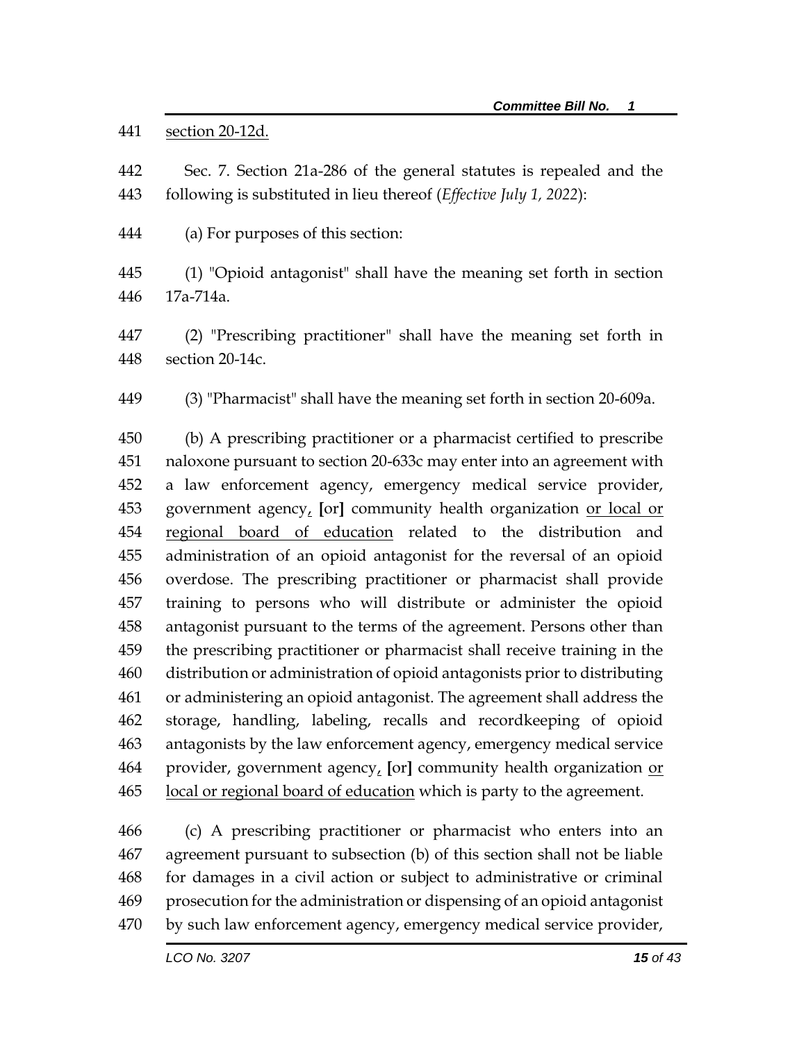section 20-12d.

Sec. 7. Section 21a-286 of the general statutes is repealed and the following is substituted in lieu thereof (*Effective July 1, 2022*):

(a) For purposes of this section:

(1) "Opioid antagonist" shall have the meaning set forth in section 17a-714a.

(2) "Prescribing practitioner" shall have the meaning set forth in section 20-14c.

(3) "Pharmacist" shall have the meaning set forth in section 20-609a.

(b) A prescribing practitioner or a pharmacist certified to prescribe naloxone pursuant to section 20-633c may enter into an agreement with a law enforcement agency, emergency medical service provider, government agency, [or] community health organization or local or regional board of education related to the distribution and administration of an opioid antagonist for the reversal of an opioid overdose. The prescribing practitioner or pharmacist shall provide training to persons who will distribute or administer the opioid antagonist pursuant to the terms of the agreement. Persons other than the prescribing practitioner or pharmacist shall receive training in the distribution or administration of opioid antagonists prior to distributing or administering an opioid antagonist. The agreement shall address the storage, handling, labeling, recalls and recordkeeping of opioid antagonists by the law enforcement agency, emergency medical service provider, government agency, [or] community health organization or local or regional board of education which is party to the agreement.

(c) A prescribing practitioner or pharmacist who enters into an agreement pursuant to subsection (b) of this section shall not be liable for damages in a civil action or subject to administrative or criminal prosecution for the administration or dispensing of an opioid antagonist by such law enforcement agency, emergency medical service provider,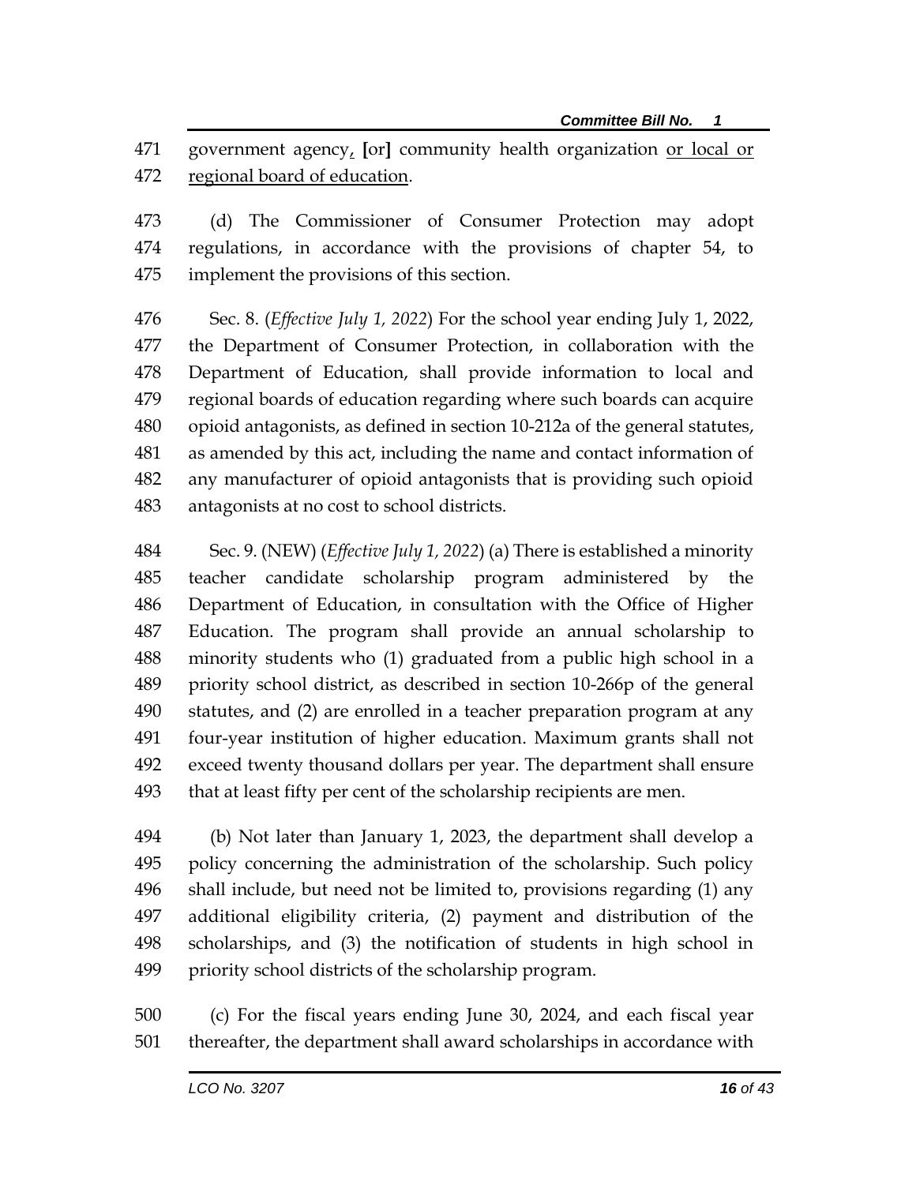government agency, [or] community health organization or local or regional board of education.

(d) The Commissioner of Consumer Protection may adopt regulations, in accordance with the provisions of chapter 54, to implement the provisions of this section.

Sec. 8. (*Effective July 1, 2022*) For the school year ending July 1, 2022, the Department of Consumer Protection, in collaboration with the Department of Education, shall provide information to local and regional boards of education regarding where such boards can acquire opioid antagonists, as defined in section 10-212a of the general statutes, as amended by this act, including the name and contact information of any manufacturer of opioid antagonists that is providing such opioid antagonists at no cost to school districts.

Sec. 9. (NEW) (*Effective July 1, 2022*) (a) There is established a minority teacher candidate scholarship program administered by the Department of Education, in consultation with the Office of Higher Education. The program shall provide an annual scholarship to minority students who (1) graduated from a public high school in a priority school district, as described in section 10-266p of the general statutes, and (2) are enrolled in a teacher preparation program at any four-year institution of higher education. Maximum grants shall not exceed twenty thousand dollars per year. The department shall ensure that at least fifty per cent of the scholarship recipients are men.

(b) Not later than January 1, 2023, the department shall develop a policy concerning the administration of the scholarship. Such policy shall include, but need not be limited to, provisions regarding (1) any additional eligibility criteria, (2) payment and distribution of the scholarships, and (3) the notification of students in high school in priority school districts of the scholarship program.

(c) For the fiscal years ending June 30, 2024, and each fiscal year thereafter, the department shall award scholarships in accordance with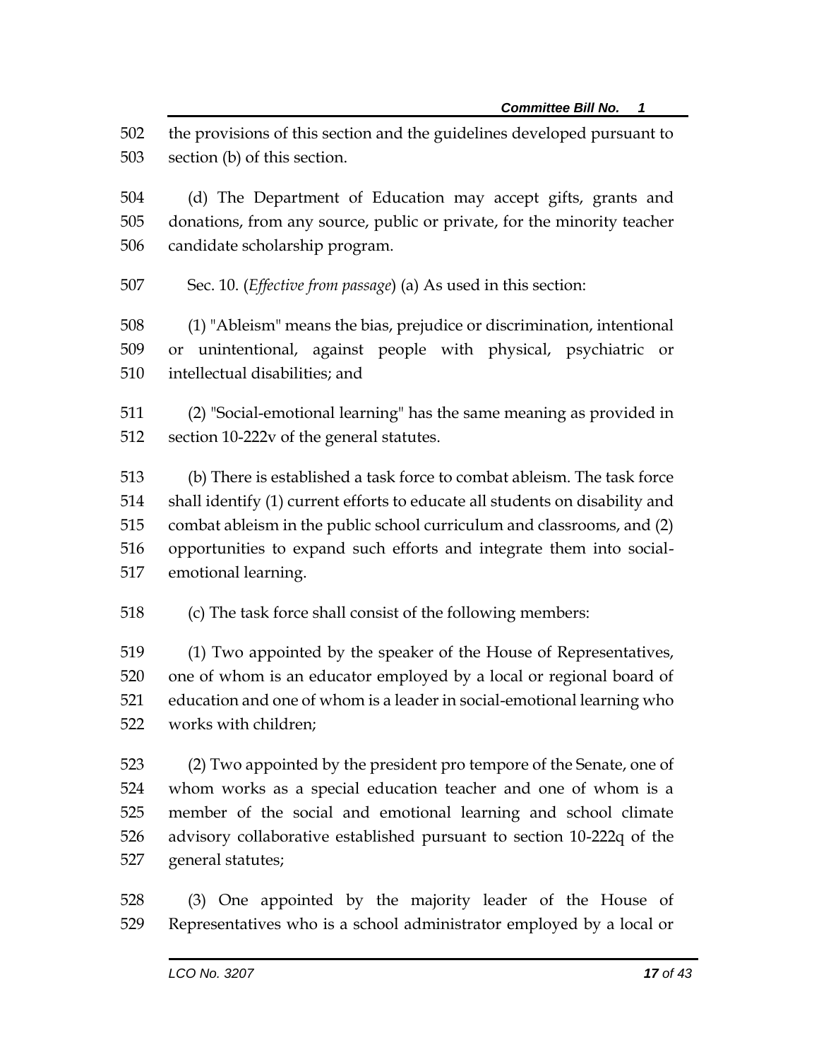the provisions of this section and the guidelines developed pursuant to section (b) of this section.

(d) The Department of Education may accept gifts, grants and donations, from any source, public or private, for the minority teacher candidate scholarship program.

Sec. 10. (*Effective from passage*) (a) As used in this section:

(1) "Ableism" means the bias, prejudice or discrimination, intentional or unintentional, against people with physical, psychiatric or intellectual disabilities; and

(2) "Social-emotional learning" has the same meaning as provided in section 10-222v of the general statutes.

(b) There is established a task force to combat ableism. The task force shall identify (1) current efforts to educate all students on disability and combat ableism in the public school curriculum and classrooms, and (2) opportunities to expand such efforts and integrate them into social-emotional learning.

(c) The task force shall consist of the following members:

(1) Two appointed by the speaker of the House of Representatives, one of whom is an educator employed by a local or regional board of education and one of whom is a leader in social-emotional learning who works with children;

(2) Two appointed by the president pro tempore of the Senate, one of whom works as a special education teacher and one of whom is a member of the social and emotional learning and school climate advisory collaborative established pursuant to section 10-222q of the general statutes;

(3) One appointed by the majority leader of the House of Representatives who is a school administrator employed by a local or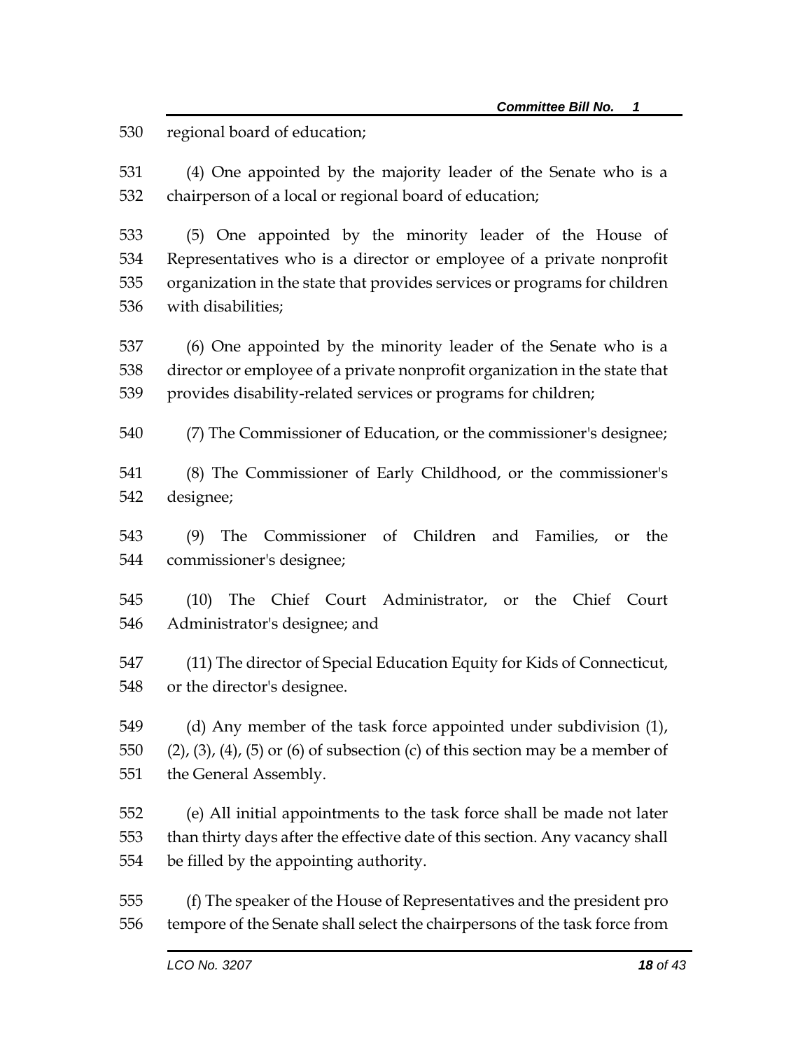regional board of education;

(4) One appointed by the majority leader of the Senate who is a chairperson of a local or regional board of education;

(5) One appointed by the minority leader of the House of Representatives who is a director or employee of a private nonprofit organization in the state that provides services or programs for children with disabilities;

(6) One appointed by the minority leader of the Senate who is a director or employee of a private nonprofit organization in the state that provides disability-related services or programs for children;

(7) The Commissioner of Education, or the commissioner's designee;

(8) The Commissioner of Early Childhood, or the commissioner's designee;

(9) The Commissioner of Children and Families, or the commissioner's designee;

(10) The Chief Court Administrator, or the Chief Court Administrator's designee; and

(11) The director of Special Education Equity for Kids of Connecticut, or the director's designee.

(d) Any member of the task force appointed under subdivision (1), (2), (3), (4), (5) or (6) of subsection (c) of this section may be a member of the General Assembly.

(e) All initial appointments to the task force shall be made not later than thirty days after the effective date of this section. Any vacancy shall be filled by the appointing authority.

(f) The speaker of the House of Representatives and the president pro tempore of the Senate shall select the chairpersons of the task force from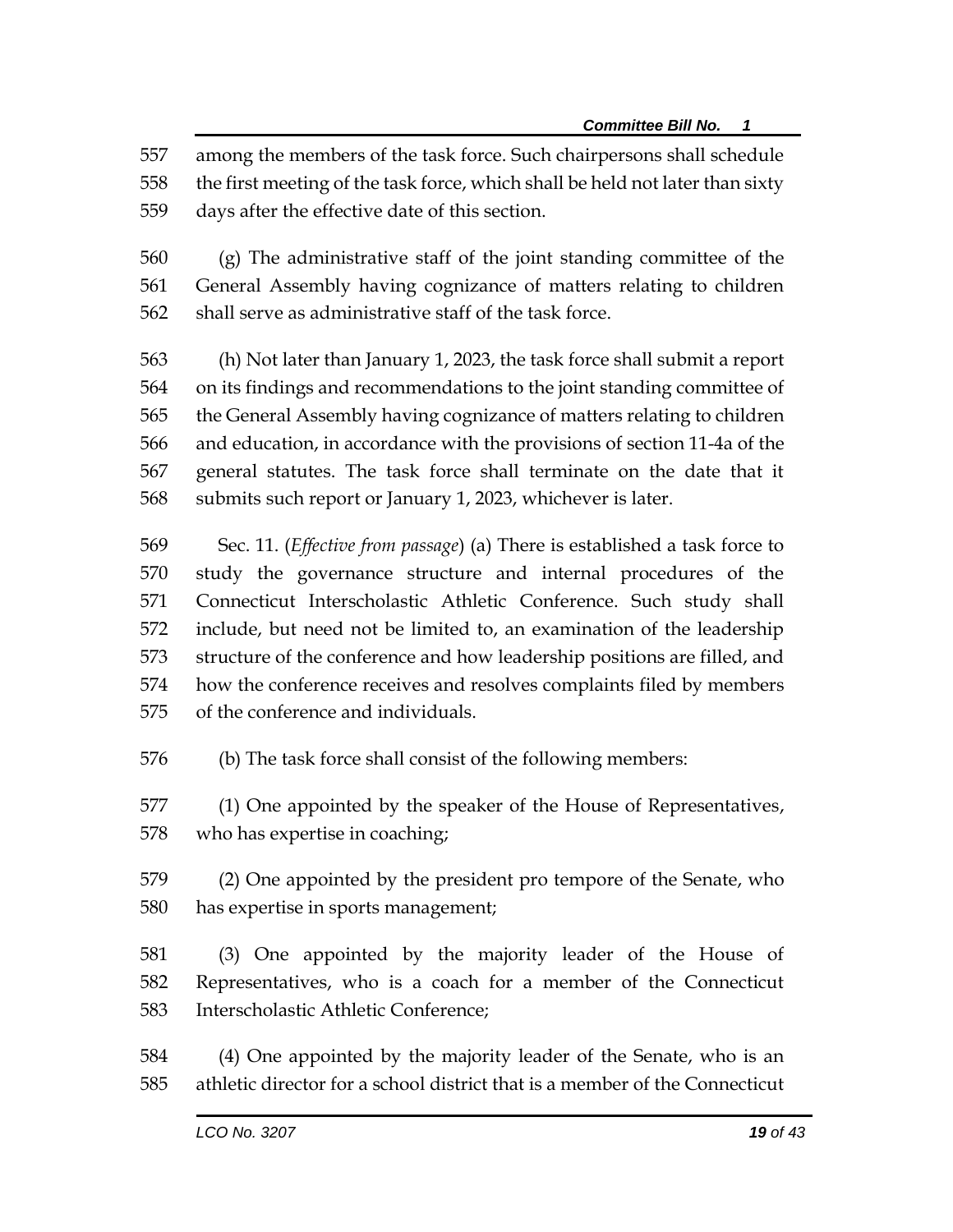among the members of the task force. Such chairpersons shall schedule the first meeting of the task force, which shall be held not later than sixty days after the effective date of this section.

(g) The administrative staff of the joint standing committee of the General Assembly having cognizance of matters relating to children shall serve as administrative staff of the task force.

(h) Not later than January 1, 2023, the task force shall submit a report on its findings and recommendations to the joint standing committee of the General Assembly having cognizance of matters relating to children and education, in accordance with the provisions of section 11-4a of the general statutes. The task force shall terminate on the date that it submits such report or January 1, 2023, whichever is later.

Sec. 11. (*Effective from passage*) (a) There is established a task force to study the governance structure and internal procedures of the Connecticut Interscholastic Athletic Conference. Such study shall include, but need not be limited to, an examination of the leadership structure of the conference and how leadership positions are filled, and how the conference receives and resolves complaints filed by members of the conference and individuals.

(b) The task force shall consist of the following members:

(1) One appointed by the speaker of the House of Representatives, who has expertise in coaching;

(2) One appointed by the president pro tempore of the Senate, who has expertise in sports management;

(3) One appointed by the majority leader of the House of Representatives, who is a coach for a member of the Connecticut Interscholastic Athletic Conference;

(4) One appointed by the majority leader of the Senate, who is an athletic director for a school district that is a member of the Connecticut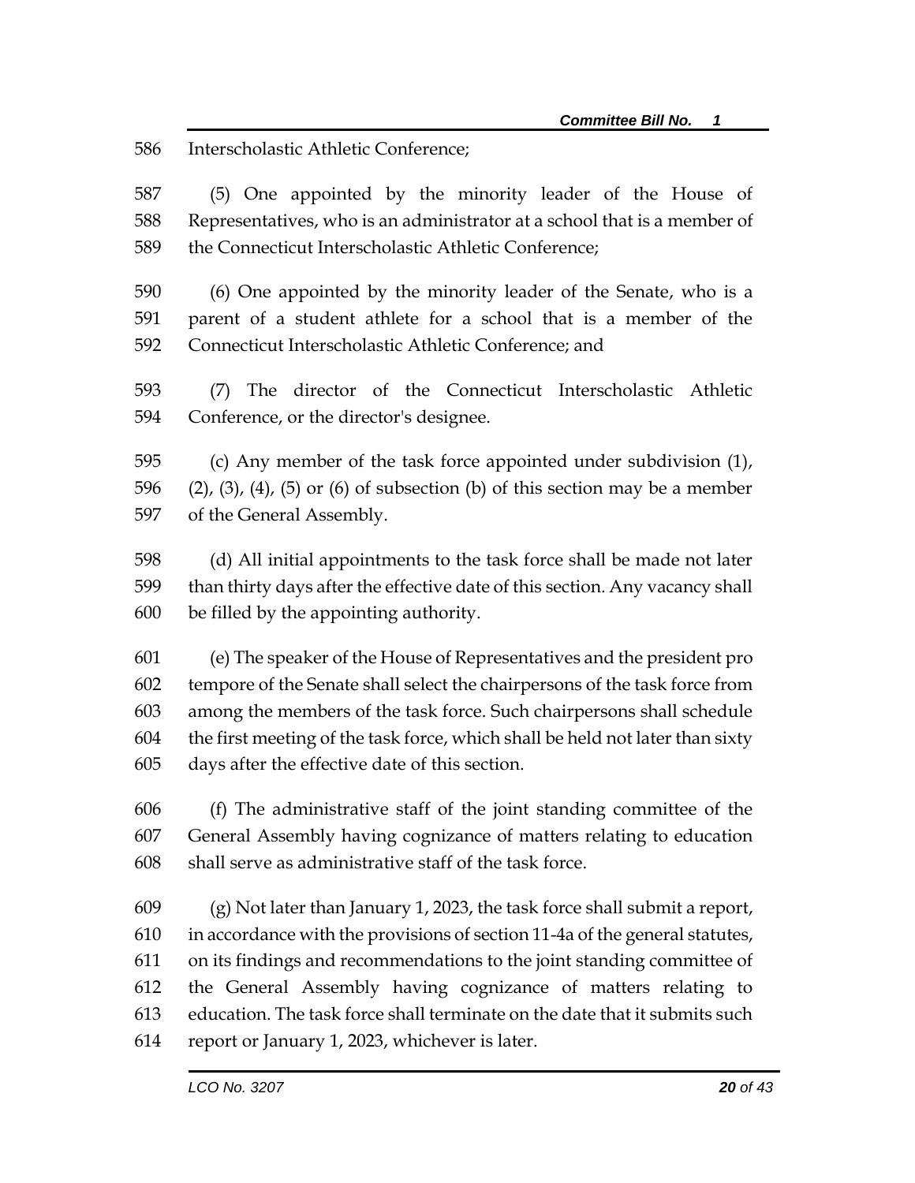Interscholastic Athletic Conference;

(5) One appointed by the minority leader of the House of Representatives, who is an administrator at a school that is a member of the Connecticut Interscholastic Athletic Conference;

(6) One appointed by the minority leader of the Senate, who is a parent of a student athlete for a school that is a member of the Connecticut Interscholastic Athletic Conference; and

(7) The director of the Connecticut Interscholastic Athletic Conference, or the director's designee.

(c) Any member of the task force appointed under subdivision (1), (2), (3), (4), (5) or (6) of subsection (b) of this section may be a member of the General Assembly.

(d) All initial appointments to the task force shall be made not later than thirty days after the effective date of this section. Any vacancy shall be filled by the appointing authority.

(e) The speaker of the House of Representatives and the president pro tempore of the Senate shall select the chairpersons of the task force from among the members of the task force. Such chairpersons shall schedule the first meeting of the task force, which shall be held not later than sixty days after the effective date of this section.

(f) The administrative staff of the joint standing committee of the General Assembly having cognizance of matters relating to education shall serve as administrative staff of the task force.

(g) Not later than January 1, 2023, the task force shall submit a report, in accordance with the provisions of section 11-4a of the general statutes, on its findings and recommendations to the joint standing committee of the General Assembly having cognizance of matters relating to education. The task force shall terminate on the date that it submits such report or January 1, 2023, whichever is later.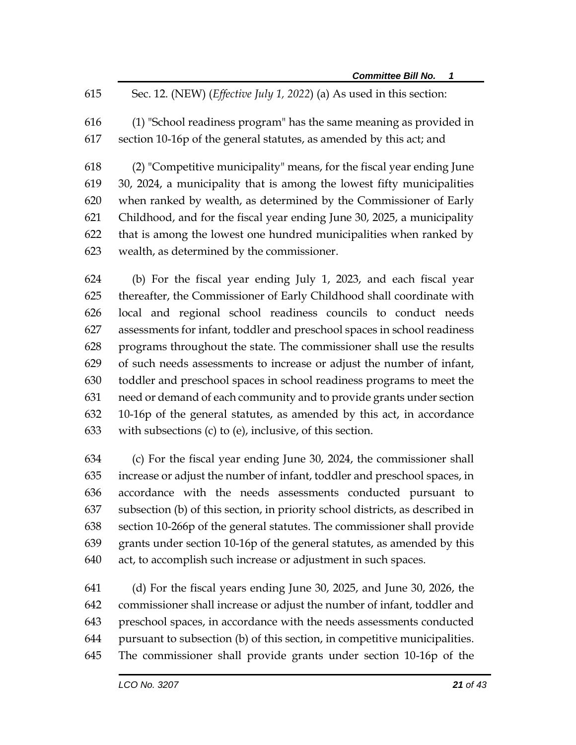Sec. 12. (NEW) (*Effective July 1, 2022*) (a) As used in this section:

(1) "School readiness program" has the same meaning as provided in section 10-16p of the general statutes, as amended by this act; and

(2) "Competitive municipality" means, for the fiscal year ending June 30, 2024, a municipality that is among the lowest fifty municipalities when ranked by wealth, as determined by the Commissioner of Early Childhood, and for the fiscal year ending June 30, 2025, a municipality that is among the lowest one hundred municipalities when ranked by wealth, as determined by the commissioner.

(b) For the fiscal year ending July 1, 2023, and each fiscal year thereafter, the Commissioner of Early Childhood shall coordinate with local and regional school readiness councils to conduct needs assessments for infant, toddler and preschool spaces in school readiness programs throughout the state. The commissioner shall use the results of such needs assessments to increase or adjust the number of infant, toddler and preschool spaces in school readiness programs to meet the need or demand of each community and to provide grants under section 10-16p of the general statutes, as amended by this act, in accordance with subsections (c) to (e), inclusive, of this section.

(c) For the fiscal year ending June 30, 2024, the commissioner shall increase or adjust the number of infant, toddler and preschool spaces, in accordance with the needs assessments conducted pursuant to subsection (b) of this section, in priority school districts, as described in section 10-266p of the general statutes. The commissioner shall provide grants under section 10-16p of the general statutes, as amended by this act, to accomplish such increase or adjustment in such spaces.

(d) For the fiscal years ending June 30, 2025, and June 30, 2026, the commissioner shall increase or adjust the number of infant, toddler and preschool spaces, in accordance with the needs assessments conducted pursuant to subsection (b) of this section, in competitive municipalities. The commissioner shall provide grants under section 10-16p of the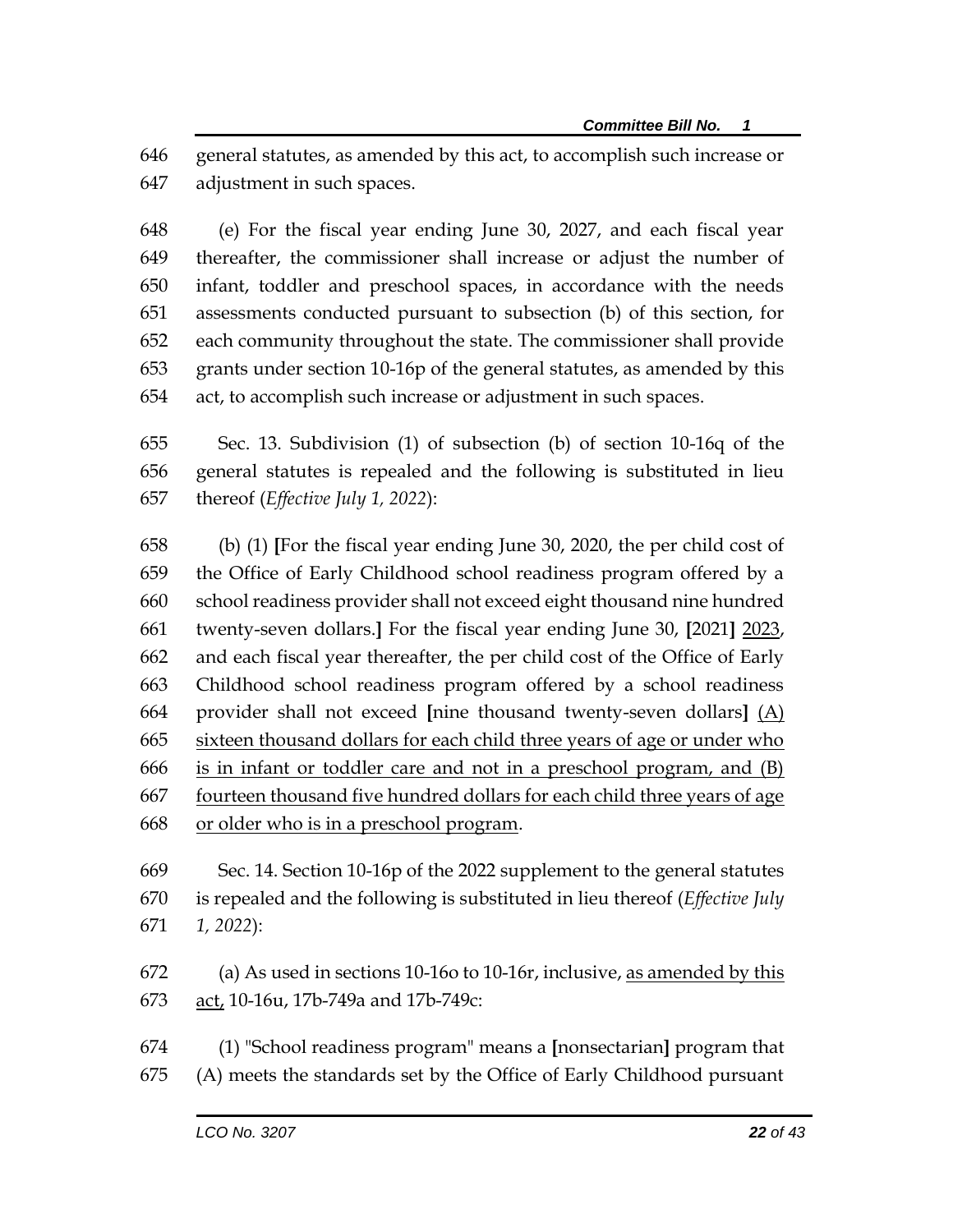646 general statutes, as amended by this act, to accomplish such increase or
647 adjustment in such spaces.

648 (e) For the fiscal year ending June 30, 2027, and each fiscal year
649 thereafter, the commissioner shall increase or adjust the number of
650 infant, toddler and preschool spaces, in accordance with the needs
651 assessments conducted pursuant to subsection (b) of this section, for
652 each community throughout the state. The commissioner shall provide
653 grants under section 10-16p of the general statutes, as amended by this
654 act, to accomplish such increase or adjustment in such spaces.

655 Sec. 13. Subdivision (1) of subsection (b) of section 10-16q of the
656 general statutes is repealed and the following is substituted in lieu
657 thereof (*Effective July 1, 2022*):

658 (b) (1) **[**For the fiscal year ending June 30, 2020, the per child cost of
659 the Office of Early Childhood school readiness program offered by a
660 school readiness provider shall not exceed eight thousand nine hundred
661 twenty-seven dollars.**]** For the fiscal year ending June 30, **[**2021**]** <u>2023</u>,
662 and each fiscal year thereafter, the per child cost of the Office of Early
663 Childhood school readiness program offered by a school readiness
664 provider shall not exceed **[**nine thousand twenty-seven dollars**]** <u>(A)</u>
665 <u>sixteen thousand dollars for each child three years of age or under who</u>
666 <u>is in infant or toddler care and not in a preschool program, and (B)</u>
667 <u>fourteen thousand five hundred dollars for each child three years of age</u>
668 <u>or older who is in a preschool program</u>.

669 Sec. 14. Section 10-16p of the 2022 supplement to the general statutes
670 is repealed and the following is substituted in lieu thereof (*Effective July*
671 *1, 2022*):

672 (a) As used in sections 10-16o to 10-16r, inclusive, <u>as amended by this</u>
673 <u>act,</u> 10-16u, 17b-749a and 17b-749c:

674 (1) "School readiness program" means a **[**nonsectarian**]** program that
675 (A) meets the standards set by the Office of Early Childhood pursuant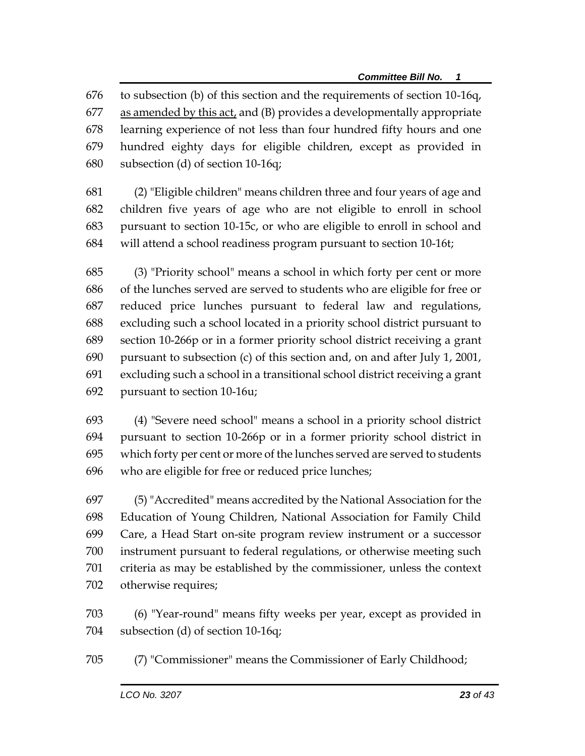676 to subsection (b) of this section and the requirements of section 10-16q,
677 <u>as amended by this act,</u> and (B) provides a developmentally appropriate
678 learning experience of not less than four hundred fifty hours and one
679 hundred eighty days for eligible children, except as provided in
680 subsection (d) of section 10-16q;

681 (2) "Eligible children" means children three and four years of age and
682 children five years of age who are not eligible to enroll in school
683 pursuant to section 10-15c, or who are eligible to enroll in school and
684 will attend a school readiness program pursuant to section 10-16t;

685 (3) "Priority school" means a school in which forty per cent or more
686 of the lunches served are served to students who are eligible for free or
687 reduced price lunches pursuant to federal law and regulations,
688 excluding such a school located in a priority school district pursuant to
689 section 10-266p or in a former priority school district receiving a grant
690 pursuant to subsection (c) of this section and, on and after July 1, 2001,
691 excluding such a school in a transitional school district receiving a grant
692 pursuant to section 10-16u;

693 (4) "Severe need school" means a school in a priority school district
694 pursuant to section 10-266p or in a former priority school district in
695 which forty per cent or more of the lunches served are served to students
696 who are eligible for free or reduced price lunches;

697 (5) "Accredited" means accredited by the National Association for the
698 Education of Young Children, National Association for Family Child
699 Care, a Head Start on-site program review instrument or a successor
700 instrument pursuant to federal regulations, or otherwise meeting such
701 criteria as may be established by the commissioner, unless the context
702 otherwise requires;

703 (6) "Year-round" means fifty weeks per year, except as provided in
704 subsection (d) of section 10-16q;

705 (7) "Commissioner" means the Commissioner of Early Childhood;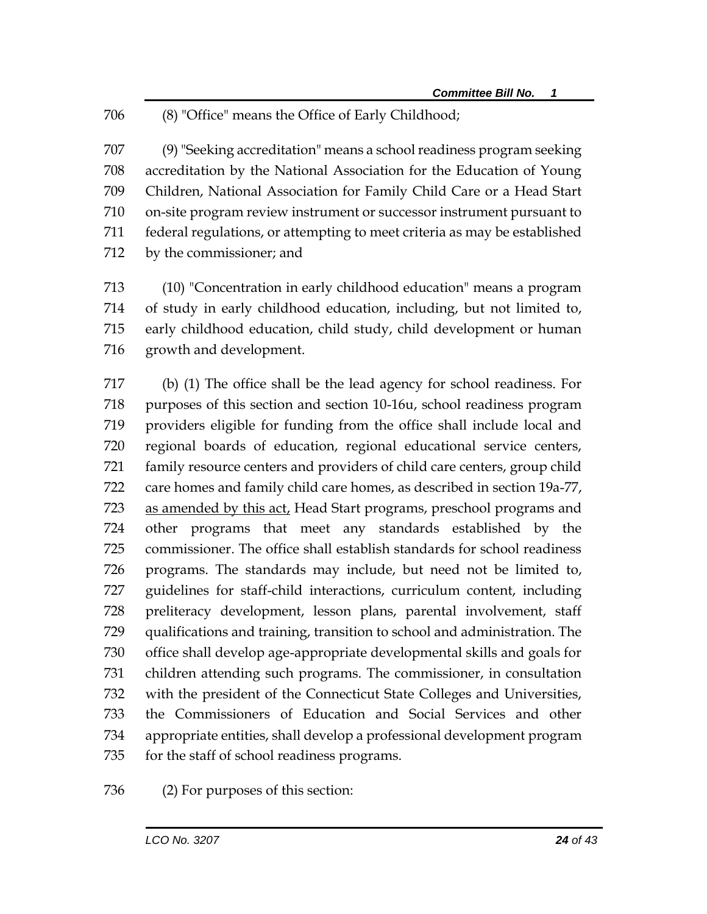706 (8) "Office" means the Office of Early Childhood;

707 (9) "Seeking accreditation" means a school readiness program seeking
708 accreditation by the National Association for the Education of Young
709 Children, National Association for Family Child Care or a Head Start
710 on-site program review instrument or successor instrument pursuant to
711 federal regulations, or attempting to meet criteria as may be established
712 by the commissioner; and

713 (10) "Concentration in early childhood education" means a program
714 of study in early childhood education, including, but not limited to,
715 early childhood education, child study, child development or human
716 growth and development.

717 (b) (1) The office shall be the lead agency for school readiness. For
718 purposes of this section and section 10-16u, school readiness program
719 providers eligible for funding from the office shall include local and
720 regional boards of education, regional educational service centers,
721 family resource centers and providers of child care centers, group child
722 care homes and family child care homes, as described in section 19a-77,
723 <u>as amended by this act,</u> Head Start programs, preschool programs and
724 other programs that meet any standards established by the
725 commissioner. The office shall establish standards for school readiness
726 programs. The standards may include, but need not be limited to,
727 guidelines for staff-child interactions, curriculum content, including
728 preliteracy development, lesson plans, parental involvement, staff
729 qualifications and training, transition to school and administration. The
730 office shall develop age-appropriate developmental skills and goals for
731 children attending such programs. The commissioner, in consultation
732 with the president of the Connecticut State Colleges and Universities,
733 the Commissioners of Education and Social Services and other
734 appropriate entities, shall develop a professional development program
735 for the staff of school readiness programs.

736 (2) For purposes of this section: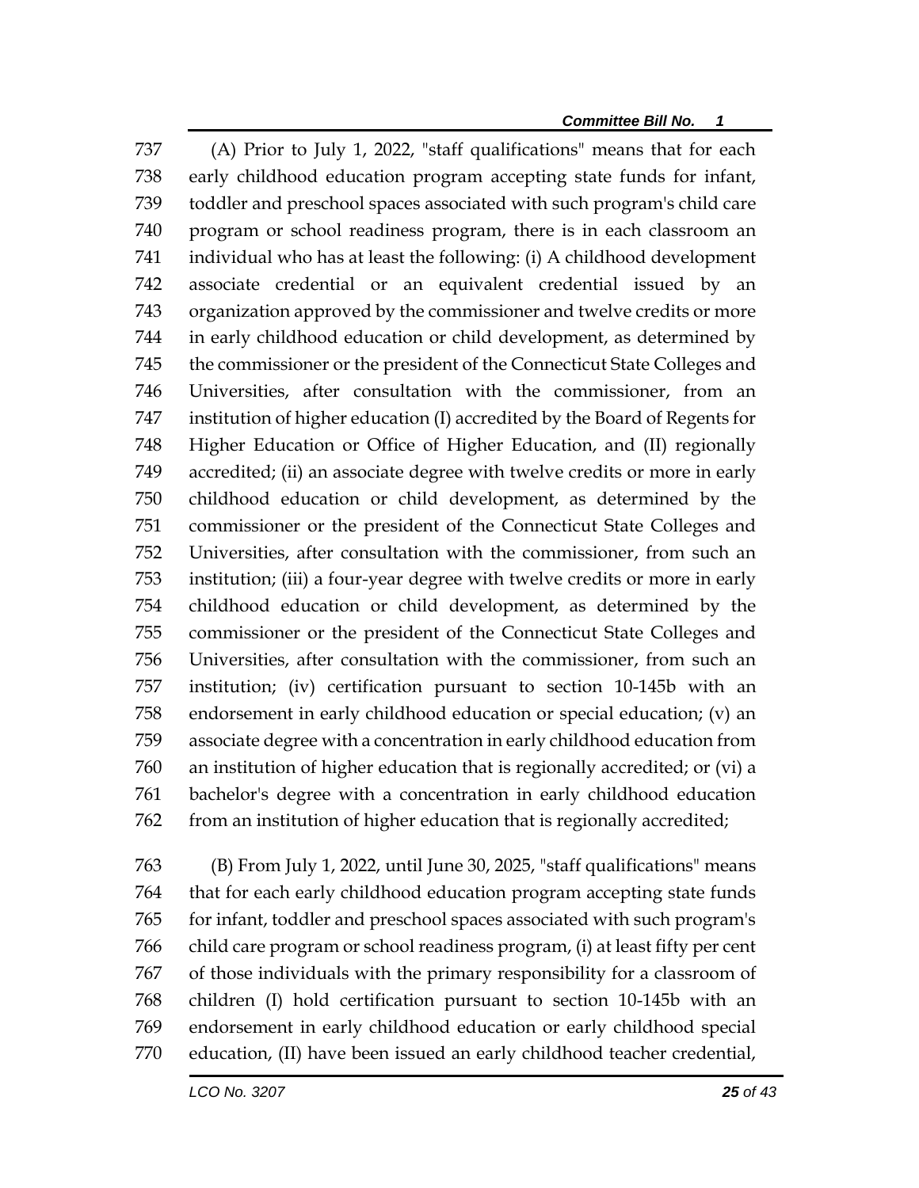(A) Prior to July 1, 2022, "staff qualifications" means that for each early childhood education program accepting state funds for infant, toddler and preschool spaces associated with such program's child care program or school readiness program, there is in each classroom an individual who has at least the following: (i) A childhood development associate credential or an equivalent credential issued by an organization approved by the commissioner and twelve credits or more in early childhood education or child development, as determined by the commissioner or the president of the Connecticut State Colleges and Universities, after consultation with the commissioner, from an institution of higher education (I) accredited by the Board of Regents for Higher Education or Office of Higher Education, and (II) regionally accredited; (ii) an associate degree with twelve credits or more in early childhood education or child development, as determined by the commissioner or the president of the Connecticut State Colleges and Universities, after consultation with the commissioner, from such an institution; (iii) a four-year degree with twelve credits or more in early childhood education or child development, as determined by the commissioner or the president of the Connecticut State Colleges and Universities, after consultation with the commissioner, from such an institution; (iv) certification pursuant to section 10-145b with an endorsement in early childhood education or special education; (v) an associate degree with a concentration in early childhood education from an institution of higher education that is regionally accredited; or (vi) a bachelor's degree with a concentration in early childhood education from an institution of higher education that is regionally accredited;

(B) From July 1, 2022, until June 30, 2025, "staff qualifications" means that for each early childhood education program accepting state funds for infant, toddler and preschool spaces associated with such program's child care program or school readiness program, (i) at least fifty per cent of those individuals with the primary responsibility for a classroom of children (I) hold certification pursuant to section 10-145b with an endorsement in early childhood education or early childhood special education, (II) have been issued an early childhood teacher credential,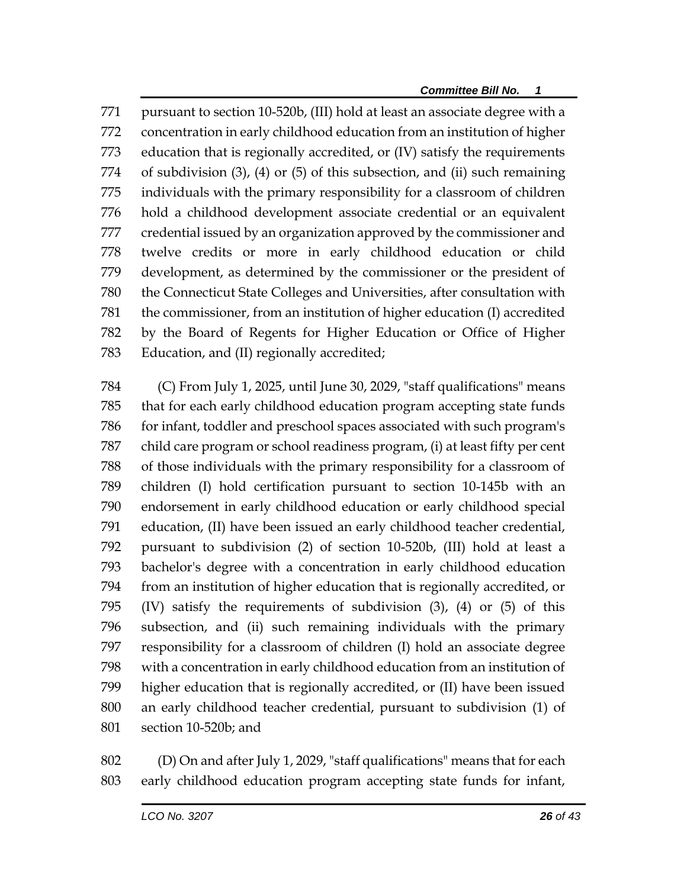771 pursuant to section 10-520b, (III) hold at least an associate degree with a
772 concentration in early childhood education from an institution of higher
773 education that is regionally accredited, or (IV) satisfy the requirements
774 of subdivision (3), (4) or (5) of this subsection, and (ii) such remaining
775 individuals with the primary responsibility for a classroom of children
776 hold a childhood development associate credential or an equivalent
777 credential issued by an organization approved by the commissioner and
778 twelve credits or more in early childhood education or child
779 development, as determined by the commissioner or the president of
780 the Connecticut State Colleges and Universities, after consultation with
781 the commissioner, from an institution of higher education (I) accredited
782 by the Board of Regents for Higher Education or Office of Higher
783 Education, and (II) regionally accredited;

784 (C) From July 1, 2025, until June 30, 2029, "staff qualifications" means
785 that for each early childhood education program accepting state funds
786 for infant, toddler and preschool spaces associated with such program's
787 child care program or school readiness program, (i) at least fifty per cent
788 of those individuals with the primary responsibility for a classroom of
789 children (I) hold certification pursuant to section 10-145b with an
790 endorsement in early childhood education or early childhood special
791 education, (II) have been issued an early childhood teacher credential,
792 pursuant to subdivision (2) of section 10-520b, (III) hold at least a
793 bachelor's degree with a concentration in early childhood education
794 from an institution of higher education that is regionally accredited, or
795 (IV) satisfy the requirements of subdivision (3), (4) or (5) of this
796 subsection, and (ii) such remaining individuals with the primary
797 responsibility for a classroom of children (I) hold an associate degree
798 with a concentration in early childhood education from an institution of
799 higher education that is regionally accredited, or (II) have been issued
800 an early childhood teacher credential, pursuant to subdivision (1) of
801 section 10-520b; and

802 (D) On and after July 1, 2029, "staff qualifications" means that for each
803 early childhood education program accepting state funds for infant,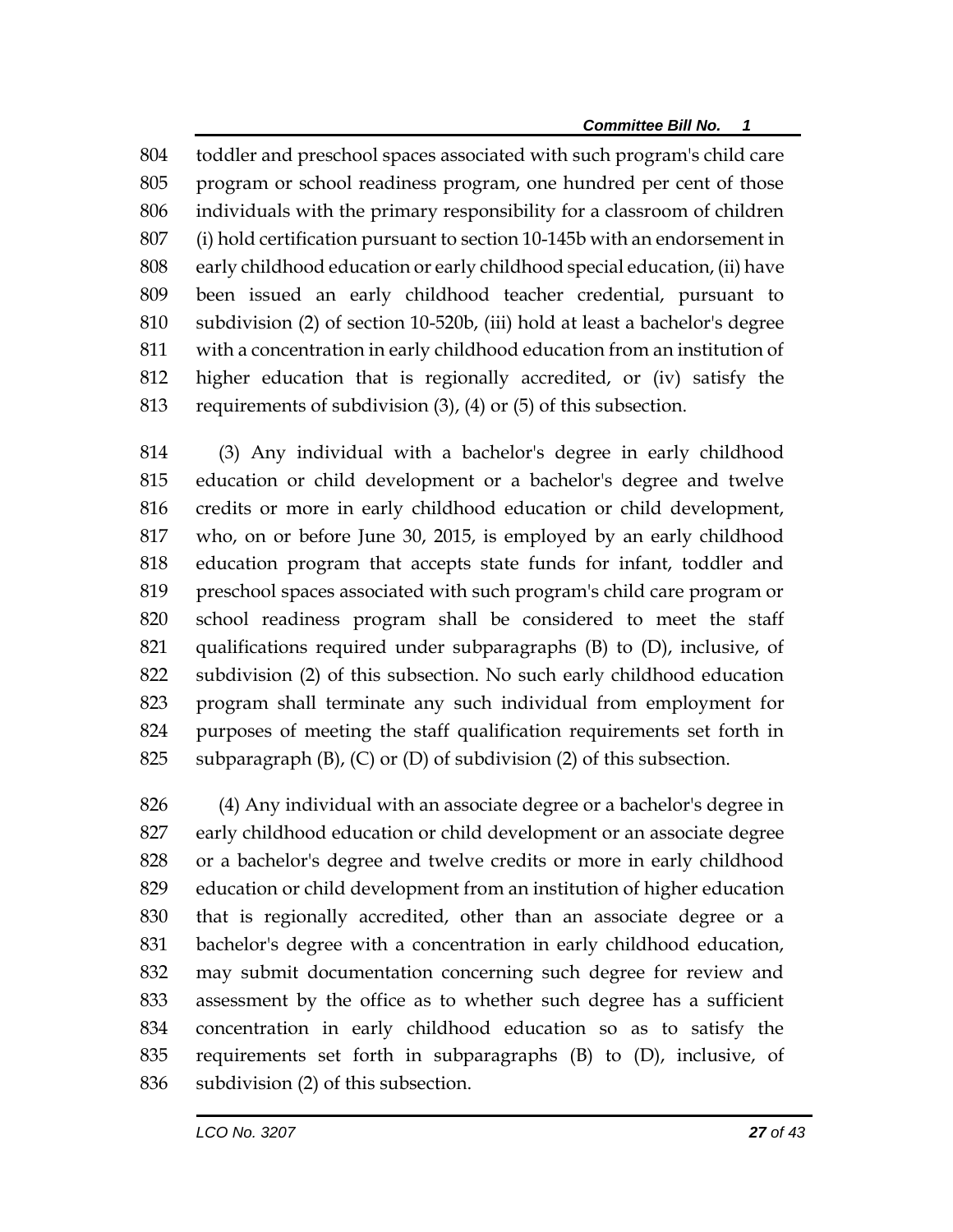toddler and preschool spaces associated with such program's child care program or school readiness program, one hundred per cent of those individuals with the primary responsibility for a classroom of children (i) hold certification pursuant to section 10-145b with an endorsement in early childhood education or early childhood special education, (ii) have been issued an early childhood teacher credential, pursuant to subdivision (2) of section 10-520b, (iii) hold at least a bachelor's degree with a concentration in early childhood education from an institution of higher education that is regionally accredited, or (iv) satisfy the requirements of subdivision (3), (4) or (5) of this subsection.

(3) Any individual with a bachelor's degree in early childhood education or child development or a bachelor's degree and twelve credits or more in early childhood education or child development, who, on or before June 30, 2015, is employed by an early childhood education program that accepts state funds for infant, toddler and preschool spaces associated with such program's child care program or school readiness program shall be considered to meet the staff qualifications required under subparagraphs (B) to (D), inclusive, of subdivision (2) of this subsection. No such early childhood education program shall terminate any such individual from employment for purposes of meeting the staff qualification requirements set forth in subparagraph (B), (C) or (D) of subdivision (2) of this subsection.

(4) Any individual with an associate degree or a bachelor's degree in early childhood education or child development or an associate degree or a bachelor's degree and twelve credits or more in early childhood education or child development from an institution of higher education that is regionally accredited, other than an associate degree or a bachelor's degree with a concentration in early childhood education, may submit documentation concerning such degree for review and assessment by the office as to whether such degree has a sufficient concentration in early childhood education so as to satisfy the requirements set forth in subparagraphs (B) to (D), inclusive, of subdivision (2) of this subsection.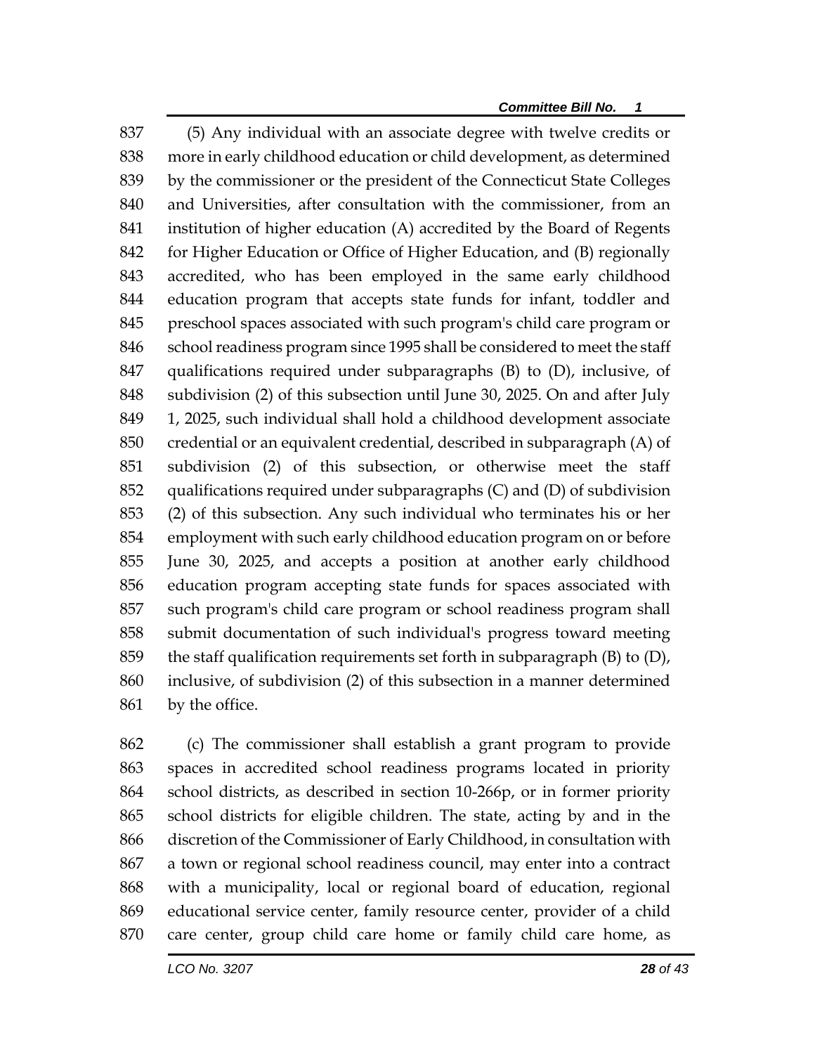(5) Any individual with an associate degree with twelve credits or more in early childhood education or child development, as determined by the commissioner or the president of the Connecticut State Colleges and Universities, after consultation with the commissioner, from an institution of higher education (A) accredited by the Board of Regents for Higher Education or Office of Higher Education, and (B) regionally accredited, who has been employed in the same early childhood education program that accepts state funds for infant, toddler and preschool spaces associated with such program's child care program or school readiness program since 1995 shall be considered to meet the staff qualifications required under subparagraphs (B) to (D), inclusive, of subdivision (2) of this subsection until June 30, 2025. On and after July 1, 2025, such individual shall hold a childhood development associate credential or an equivalent credential, described in subparagraph (A) of subdivision (2) of this subsection, or otherwise meet the staff qualifications required under subparagraphs (C) and (D) of subdivision (2) of this subsection. Any such individual who terminates his or her employment with such early childhood education program on or before June 30, 2025, and accepts a position at another early childhood education program accepting state funds for spaces associated with such program's child care program or school readiness program shall submit documentation of such individual's progress toward meeting the staff qualification requirements set forth in subparagraph (B) to (D), inclusive, of subdivision (2) of this subsection in a manner determined by the office.

(c) The commissioner shall establish a grant program to provide spaces in accredited school readiness programs located in priority school districts, as described in section 10-266p, or in former priority school districts for eligible children. The state, acting by and in the discretion of the Commissioner of Early Childhood, in consultation with a town or regional school readiness council, may enter into a contract with a municipality, local or regional board of education, regional educational service center, family resource center, provider of a child care center, group child care home or family child care home, as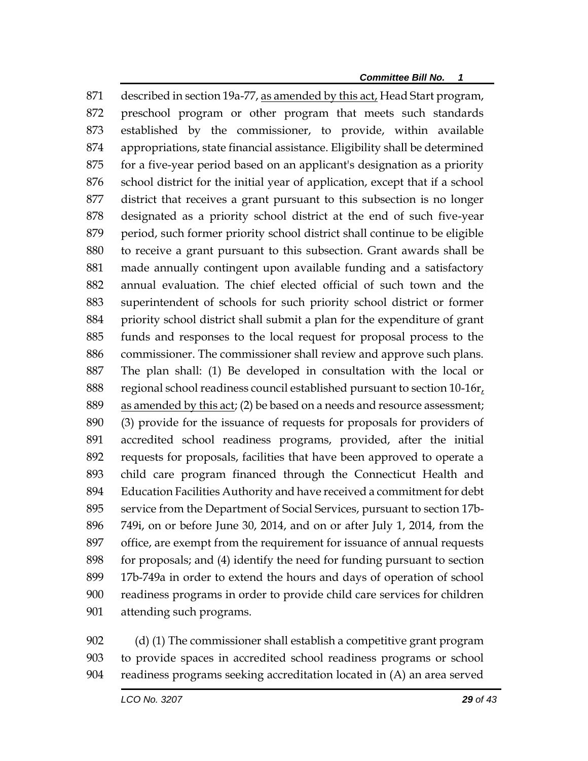described in section 19a-77, as amended by this act, Head Start program, preschool program or other program that meets such standards established by the commissioner, to provide, within available appropriations, state financial assistance. Eligibility shall be determined for a five-year period based on an applicant's designation as a priority school district for the initial year of application, except that if a school district that receives a grant pursuant to this subsection is no longer designated as a priority school district at the end of such five-year period, such former priority school district shall continue to be eligible to receive a grant pursuant to this subsection. Grant awards shall be made annually contingent upon available funding and a satisfactory annual evaluation. The chief elected official of such town and the superintendent of schools for such priority school district or former priority school district shall submit a plan for the expenditure of grant funds and responses to the local request for proposal process to the commissioner. The commissioner shall review and approve such plans. The plan shall: (1) Be developed in consultation with the local or regional school readiness council established pursuant to section 10-16r, as amended by this act; (2) be based on a needs and resource assessment; (3) provide for the issuance of requests for proposals for providers of accredited school readiness programs, provided, after the initial requests for proposals, facilities that have been approved to operate a child care program financed through the Connecticut Health and Education Facilities Authority and have received a commitment for debt service from the Department of Social Services, pursuant to section 17b-749i, on or before June 30, 2014, and on or after July 1, 2014, from the office, are exempt from the requirement for issuance of annual requests for proposals; and (4) identify the need for funding pursuant to section 17b-749a in order to extend the hours and days of operation of school readiness programs in order to provide child care services for children attending such programs.

(d) (1) The commissioner shall establish a competitive grant program to provide spaces in accredited school readiness programs or school readiness programs seeking accreditation located in (A) an area served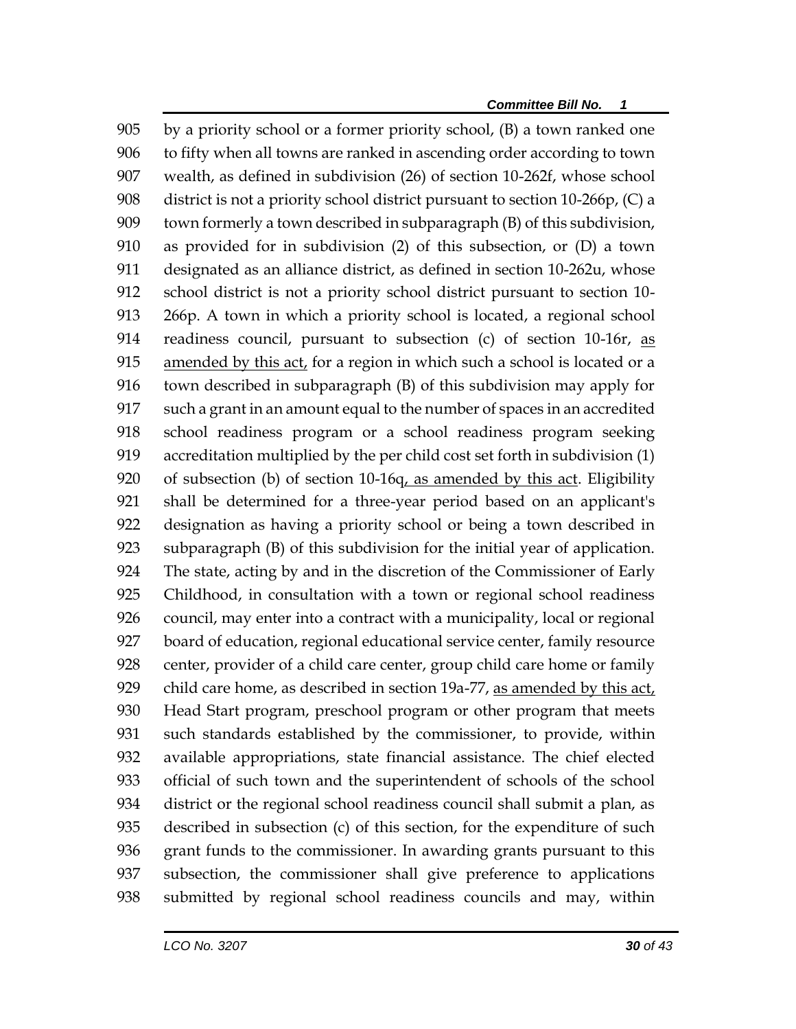905 by a priority school or a former priority school, (B) a town ranked one
906 to fifty when all towns are ranked in ascending order according to town
907 wealth, as defined in subdivision (26) of section 10-262f, whose school
908 district is not a priority school district pursuant to section 10-266p, (C) a
909 town formerly a town described in subparagraph (B) of this subdivision,
910 as provided for in subdivision (2) of this subsection, or (D) a town
911 designated as an alliance district, as defined in section 10-262u, whose
912 school district is not a priority school district pursuant to section 10-
913 266p. A town in which a priority school is located, a regional school
914 readiness council, pursuant to subsection (c) of section 10-16r, as
915 amended by this act, for a region in which such a school is located or a
916 town described in subparagraph (B) of this subdivision may apply for
917 such a grant in an amount equal to the number of spaces in an accredited
918 school readiness program or a school readiness program seeking
919 accreditation multiplied by the per child cost set forth in subdivision (1)
920 of subsection (b) of section 10-16q, as amended by this act. Eligibility
921 shall be determined for a three-year period based on an applicant's
922 designation as having a priority school or being a town described in
923 subparagraph (B) of this subdivision for the initial year of application.
924 The state, acting by and in the discretion of the Commissioner of Early
925 Childhood, in consultation with a town or regional school readiness
926 council, may enter into a contract with a municipality, local or regional
927 board of education, regional educational service center, family resource
928 center, provider of a child care center, group child care home or family
929 child care home, as described in section 19a-77, as amended by this act,
930 Head Start program, preschool program or other program that meets
931 such standards established by the commissioner, to provide, within
932 available appropriations, state financial assistance. The chief elected
933 official of such town and the superintendent of schools of the school
934 district or the regional school readiness council shall submit a plan, as
935 described in subsection (c) of this section, for the expenditure of such
936 grant funds to the commissioner. In awarding grants pursuant to this
937 subsection, the commissioner shall give preference to applications
938 submitted by regional school readiness councils and may, within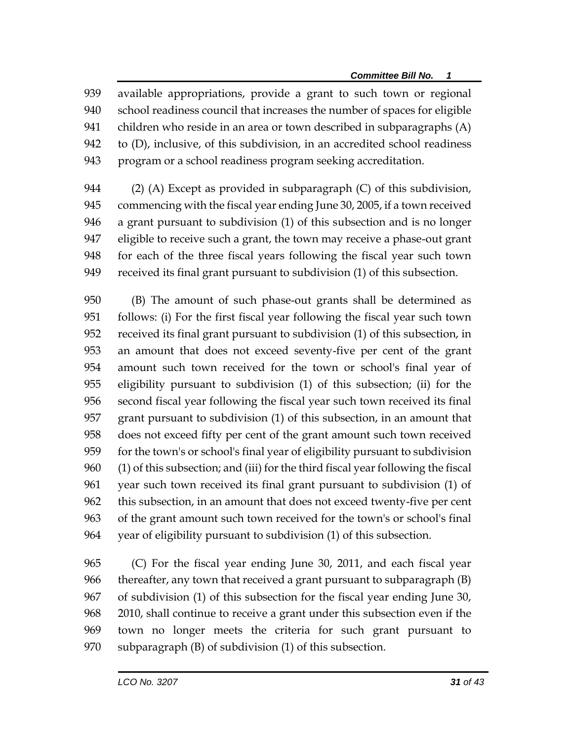available appropriations, provide a grant to such town or regional school readiness council that increases the number of spaces for eligible children who reside in an area or town described in subparagraphs (A) to (D), inclusive, of this subdivision, in an accredited school readiness program or a school readiness program seeking accreditation.

(2) (A) Except as provided in subparagraph (C) of this subdivision, commencing with the fiscal year ending June 30, 2005, if a town received a grant pursuant to subdivision (1) of this subsection and is no longer eligible to receive such a grant, the town may receive a phase-out grant for each of the three fiscal years following the fiscal year such town received its final grant pursuant to subdivision (1) of this subsection.

(B) The amount of such phase-out grants shall be determined as follows: (i) For the first fiscal year following the fiscal year such town received its final grant pursuant to subdivision (1) of this subsection, in an amount that does not exceed seventy-five per cent of the grant amount such town received for the town or school's final year of eligibility pursuant to subdivision (1) of this subsection; (ii) for the second fiscal year following the fiscal year such town received its final grant pursuant to subdivision (1) of this subsection, in an amount that does not exceed fifty per cent of the grant amount such town received for the town's or school's final year of eligibility pursuant to subdivision (1) of this subsection; and (iii) for the third fiscal year following the fiscal year such town received its final grant pursuant to subdivision (1) of this subsection, in an amount that does not exceed twenty-five per cent of the grant amount such town received for the town's or school's final year of eligibility pursuant to subdivision (1) of this subsection.

(C) For the fiscal year ending June 30, 2011, and each fiscal year thereafter, any town that received a grant pursuant to subparagraph (B) of subdivision (1) of this subsection for the fiscal year ending June 30, 2010, shall continue to receive a grant under this subsection even if the town no longer meets the criteria for such grant pursuant to subparagraph (B) of subdivision (1) of this subsection.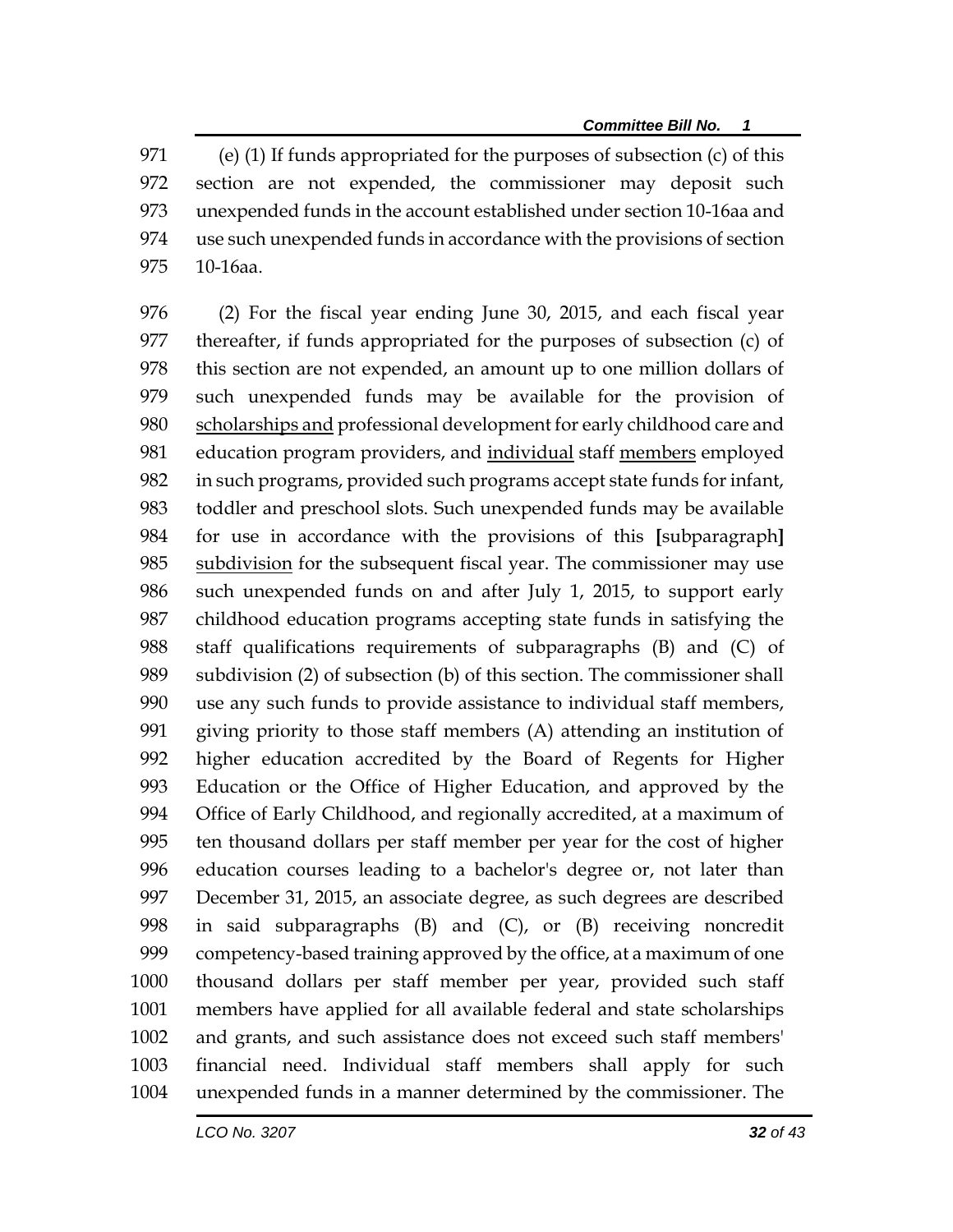(e) (1) If funds appropriated for the purposes of subsection (c) of this section are not expended, the commissioner may deposit such unexpended funds in the account established under section 10-16aa and use such unexpended funds in accordance with the provisions of section 10-16aa.

(2) For the fiscal year ending June 30, 2015, and each fiscal year thereafter, if funds appropriated for the purposes of subsection (c) of this section are not expended, an amount up to one million dollars of such unexpended funds may be available for the provision of <u>scholarships and</u> professional development for early childhood care and education program providers, and <u>individual</u> staff <u>members</u> employed in such programs, provided such programs accept state funds for infant, toddler and preschool slots. Such unexpended funds may be available for use in accordance with the provisions of this **[**subparagraph**]** <u>subdivision</u> for the subsequent fiscal year. The commissioner may use such unexpended funds on and after July 1, 2015, to support early childhood education programs accepting state funds in satisfying the staff qualifications requirements of subparagraphs (B) and (C) of subdivision (2) of subsection (b) of this section. The commissioner shall use any such funds to provide assistance to individual staff members, giving priority to those staff members (A) attending an institution of higher education accredited by the Board of Regents for Higher Education or the Office of Higher Education, and approved by the Office of Early Childhood, and regionally accredited, at a maximum of ten thousand dollars per staff member per year for the cost of higher education courses leading to a bachelor's degree or, not later than December 31, 2015, an associate degree, as such degrees are described in said subparagraphs (B) and (C), or (B) receiving noncredit competency-based training approved by the office, at a maximum of one thousand dollars per staff member per year, provided such staff members have applied for all available federal and state scholarships and grants, and such assistance does not exceed such staff members' financial need. Individual staff members shall apply for such unexpended funds in a manner determined by the commissioner. The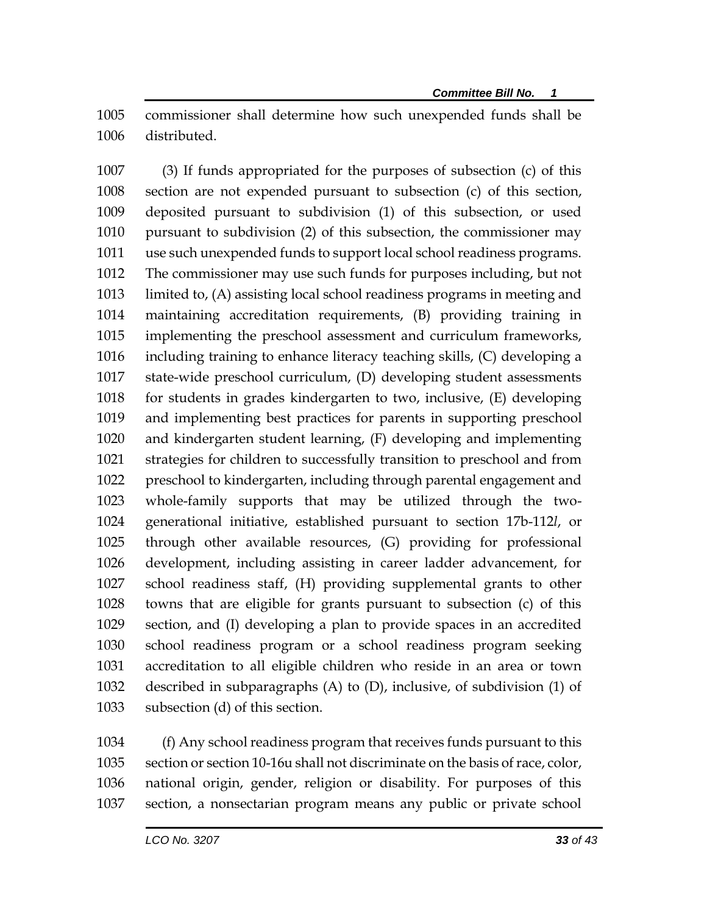commissioner shall determine how such unexpended funds shall be distributed.

(3) If funds appropriated for the purposes of subsection (c) of this section are not expended pursuant to subsection (c) of this section, deposited pursuant to subdivision (1) of this subsection, or used pursuant to subdivision (2) of this subsection, the commissioner may use such unexpended funds to support local school readiness programs. The commissioner may use such funds for purposes including, but not limited to, (A) assisting local school readiness programs in meeting and maintaining accreditation requirements, (B) providing training in implementing the preschool assessment and curriculum frameworks, including training to enhance literacy teaching skills, (C) developing a state-wide preschool curriculum, (D) developing student assessments for students in grades kindergarten to two, inclusive, (E) developing and implementing best practices for parents in supporting preschool and kindergarten student learning, (F) developing and implementing strategies for children to successfully transition to preschool and from preschool to kindergarten, including through parental engagement and whole-family supports that may be utilized through the two-generational initiative, established pursuant to section 17b-112*l*, or through other available resources, (G) providing for professional development, including assisting in career ladder advancement, for school readiness staff, (H) providing supplemental grants to other towns that are eligible for grants pursuant to subsection (c) of this section, and (I) developing a plan to provide spaces in an accredited school readiness program or a school readiness program seeking accreditation to all eligible children who reside in an area or town described in subparagraphs (A) to (D), inclusive, of subdivision (1) of subsection (d) of this section.

(f) Any school readiness program that receives funds pursuant to this section or section 10-16u shall not discriminate on the basis of race, color, national origin, gender, religion or disability. For purposes of this section, a nonsectarian program means any public or private school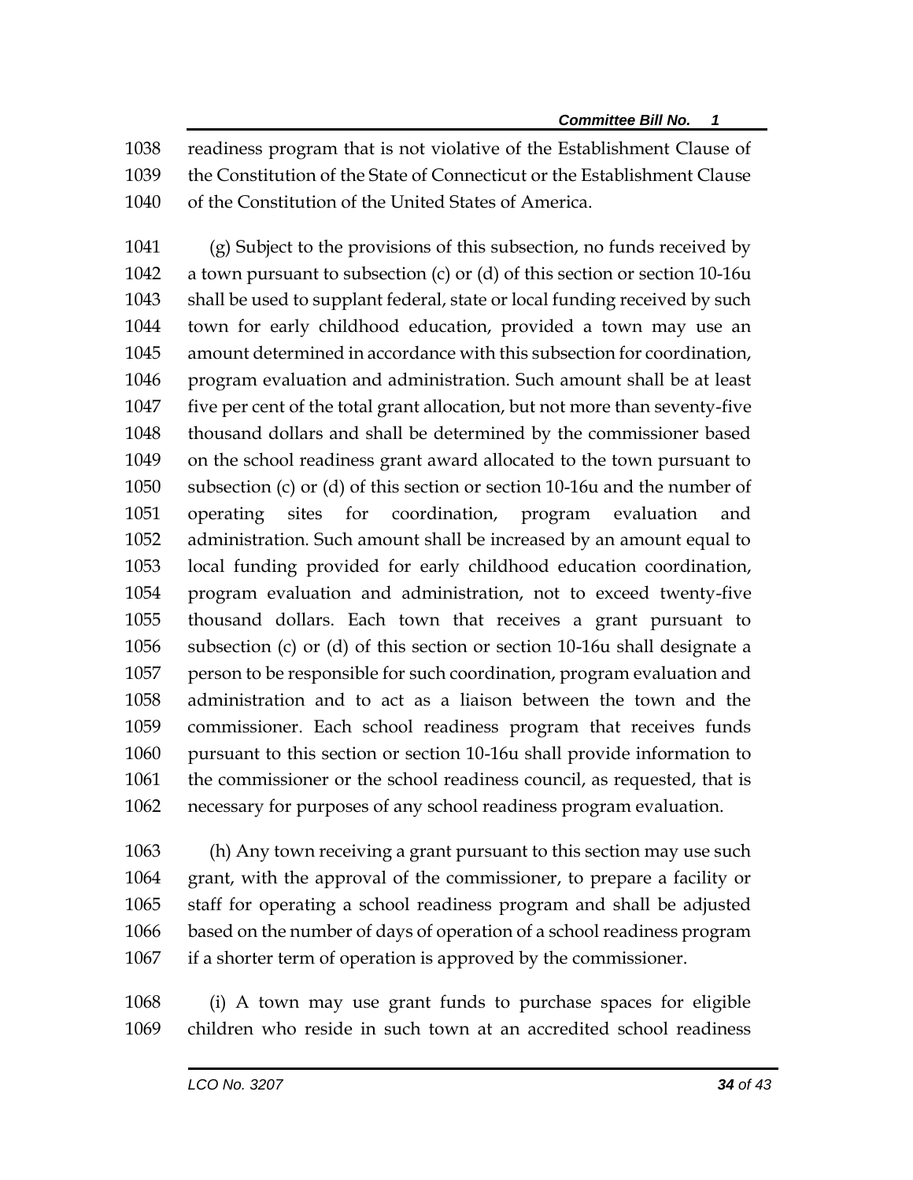readiness program that is not violative of the Establishment Clause of the Constitution of the State of Connecticut or the Establishment Clause of the Constitution of the United States of America.

(g) Subject to the provisions of this subsection, no funds received by a town pursuant to subsection (c) or (d) of this section or section 10-16u shall be used to supplant federal, state or local funding received by such town for early childhood education, provided a town may use an amount determined in accordance with this subsection for coordination, program evaluation and administration. Such amount shall be at least five per cent of the total grant allocation, but not more than seventy-five thousand dollars and shall be determined by the commissioner based on the school readiness grant award allocated to the town pursuant to subsection (c) or (d) of this section or section 10-16u and the number of operating sites for coordination, program evaluation and administration. Such amount shall be increased by an amount equal to local funding provided for early childhood education coordination, program evaluation and administration, not to exceed twenty-five thousand dollars. Each town that receives a grant pursuant to subsection (c) or (d) of this section or section 10-16u shall designate a person to be responsible for such coordination, program evaluation and administration and to act as a liaison between the town and the commissioner. Each school readiness program that receives funds pursuant to this section or section 10-16u shall provide information to the commissioner or the school readiness council, as requested, that is necessary for purposes of any school readiness program evaluation.

(h) Any town receiving a grant pursuant to this section may use such grant, with the approval of the commissioner, to prepare a facility or staff for operating a school readiness program and shall be adjusted based on the number of days of operation of a school readiness program if a shorter term of operation is approved by the commissioner.

(i) A town may use grant funds to purchase spaces for eligible children who reside in such town at an accredited school readiness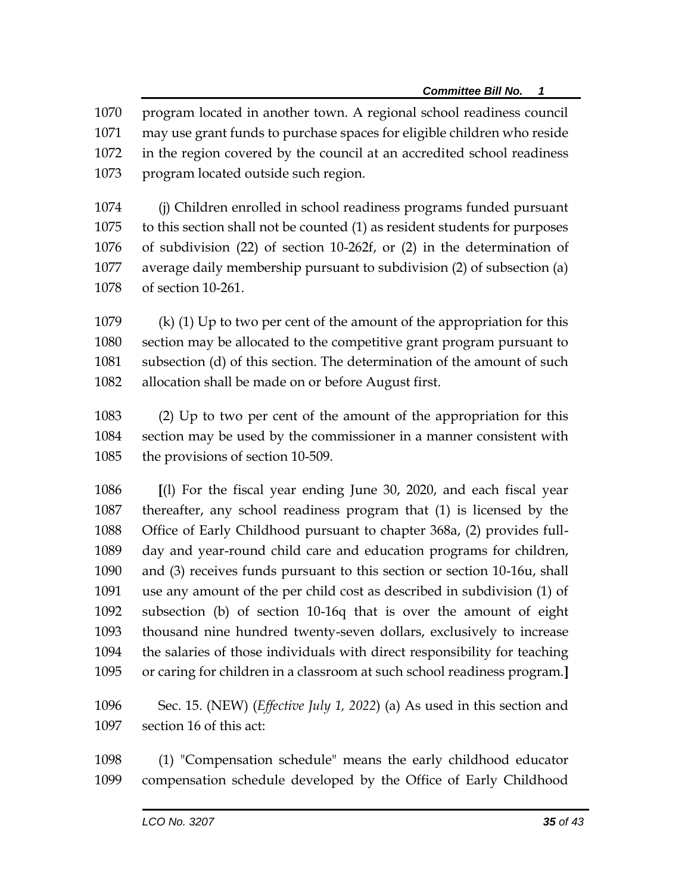1070 program located in another town. A regional school readiness council
1071 may use grant funds to purchase spaces for eligible children who reside
1072 in the region covered by the council at an accredited school readiness
1073 program located outside such region.

1074 (j) Children enrolled in school readiness programs funded pursuant
1075 to this section shall not be counted (1) as resident students for purposes
1076 of subdivision (22) of section 10-262f, or (2) in the determination of
1077 average daily membership pursuant to subdivision (2) of subsection (a)
1078 of section 10-261.

1079 (k) (1) Up to two per cent of the amount of the appropriation for this
1080 section may be allocated to the competitive grant program pursuant to
1081 subsection (d) of this section. The determination of the amount of such
1082 allocation shall be made on or before August first.

1083 (2) Up to two per cent of the amount of the appropriation for this
1084 section may be used by the commissioner in a manner consistent with
1085 the provisions of section 10-509.

1086 **[**(l) For the fiscal year ending June 30, 2020, and each fiscal year
1087 thereafter, any school readiness program that (1) is licensed by the
1088 Office of Early Childhood pursuant to chapter 368a, (2) provides full-
1089 day and year-round child care and education programs for children,
1090 and (3) receives funds pursuant to this section or section 10-16u, shall
1091 use any amount of the per child cost as described in subdivision (1) of
1092 subsection (b) of section 10-16q that is over the amount of eight
1093 thousand nine hundred twenty-seven dollars, exclusively to increase
1094 the salaries of those individuals with direct responsibility for teaching
1095 or caring for children in a classroom at such school readiness program.**]**

1096 Sec. 15. (NEW) (*Effective July 1, 2022*) (a) As used in this section and
1097 section 16 of this act:

1098 (1) "Compensation schedule" means the early childhood educator
1099 compensation schedule developed by the Office of Early Childhood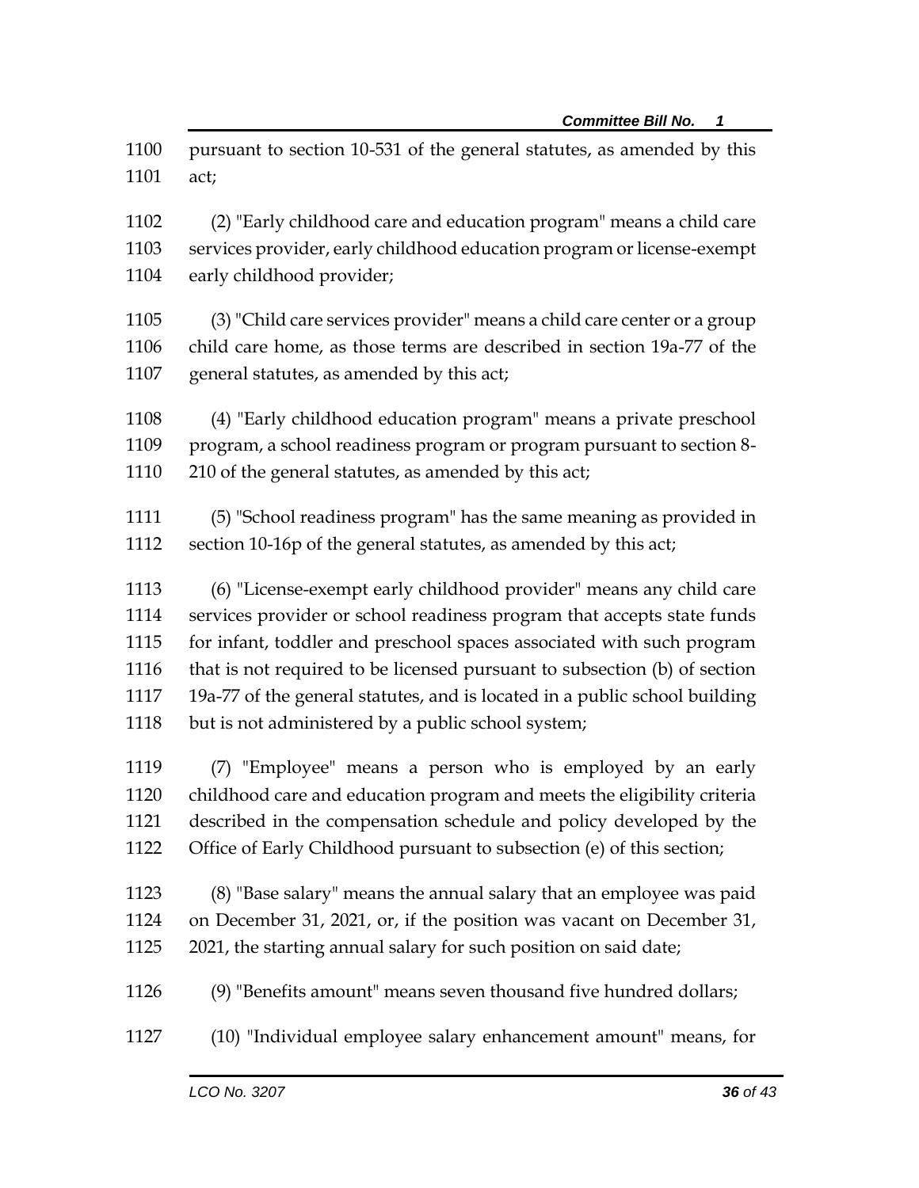pursuant to section 10-531 of the general statutes, as amended by this act;

(2) "Early childhood care and education program" means a child care services provider, early childhood education program or license-exempt early childhood provider;

(3) "Child care services provider" means a child care center or a group child care home, as those terms are described in section 19a-77 of the general statutes, as amended by this act;

(4) "Early childhood education program" means a private preschool program, a school readiness program or program pursuant to section 8-210 of the general statutes, as amended by this act;

(5) "School readiness program" has the same meaning as provided in section 10-16p of the general statutes, as amended by this act;

(6) "License-exempt early childhood provider" means any child care services provider or school readiness program that accepts state funds for infant, toddler and preschool spaces associated with such program that is not required to be licensed pursuant to subsection (b) of section 19a-77 of the general statutes, and is located in a public school building but is not administered by a public school system;

(7) "Employee" means a person who is employed by an early childhood care and education program and meets the eligibility criteria described in the compensation schedule and policy developed by the Office of Early Childhood pursuant to subsection (e) of this section;

(8) "Base salary" means the annual salary that an employee was paid on December 31, 2021, or, if the position was vacant on December 31, 2021, the starting annual salary for such position on said date;

(9) "Benefits amount" means seven thousand five hundred dollars;

(10) "Individual employee salary enhancement amount" means, for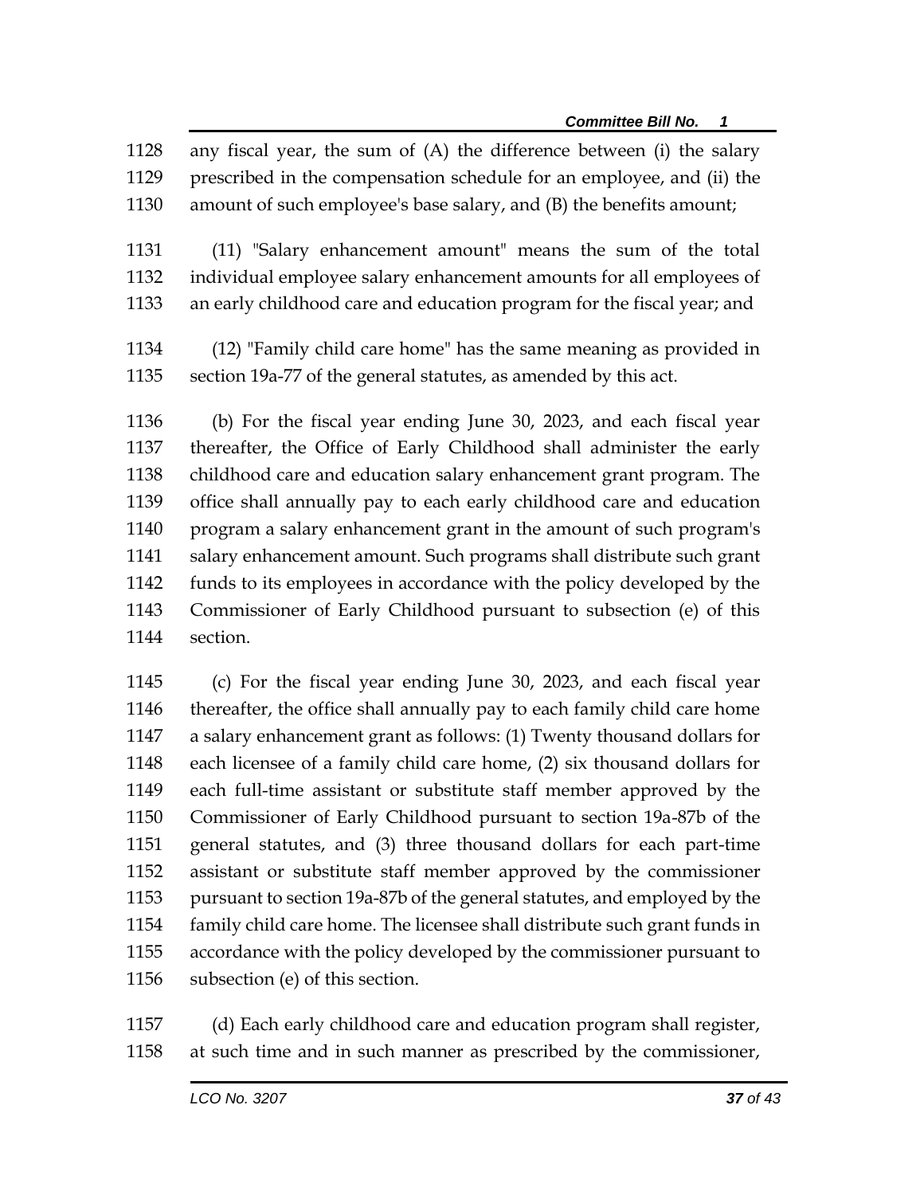1128 any fiscal year, the sum of (A) the difference between (i) the salary
1129 prescribed in the compensation schedule for an employee, and (ii) the
1130 amount of such employee's base salary, and (B) the benefits amount;

1131 (11) "Salary enhancement amount" means the sum of the total
1132 individual employee salary enhancement amounts for all employees of
1133 an early childhood care and education program for the fiscal year; and

1134 (12) "Family child care home" has the same meaning as provided in
1135 section 19a-77 of the general statutes, as amended by this act.

1136 (b) For the fiscal year ending June 30, 2023, and each fiscal year
1137 thereafter, the Office of Early Childhood shall administer the early
1138 childhood care and education salary enhancement grant program. The
1139 office shall annually pay to each early childhood care and education
1140 program a salary enhancement grant in the amount of such program's
1141 salary enhancement amount. Such programs shall distribute such grant
1142 funds to its employees in accordance with the policy developed by the
1143 Commissioner of Early Childhood pursuant to subsection (e) of this
1144 section.

1145 (c) For the fiscal year ending June 30, 2023, and each fiscal year
1146 thereafter, the office shall annually pay to each family child care home
1147 a salary enhancement grant as follows: (1) Twenty thousand dollars for
1148 each licensee of a family child care home, (2) six thousand dollars for
1149 each full-time assistant or substitute staff member approved by the
1150 Commissioner of Early Childhood pursuant to section 19a-87b of the
1151 general statutes, and (3) three thousand dollars for each part-time
1152 assistant or substitute staff member approved by the commissioner
1153 pursuant to section 19a-87b of the general statutes, and employed by the
1154 family child care home. The licensee shall distribute such grant funds in
1155 accordance with the policy developed by the commissioner pursuant to
1156 subsection (e) of this section.

1157 (d) Each early childhood care and education program shall register,
1158 at such time and in such manner as prescribed by the commissioner,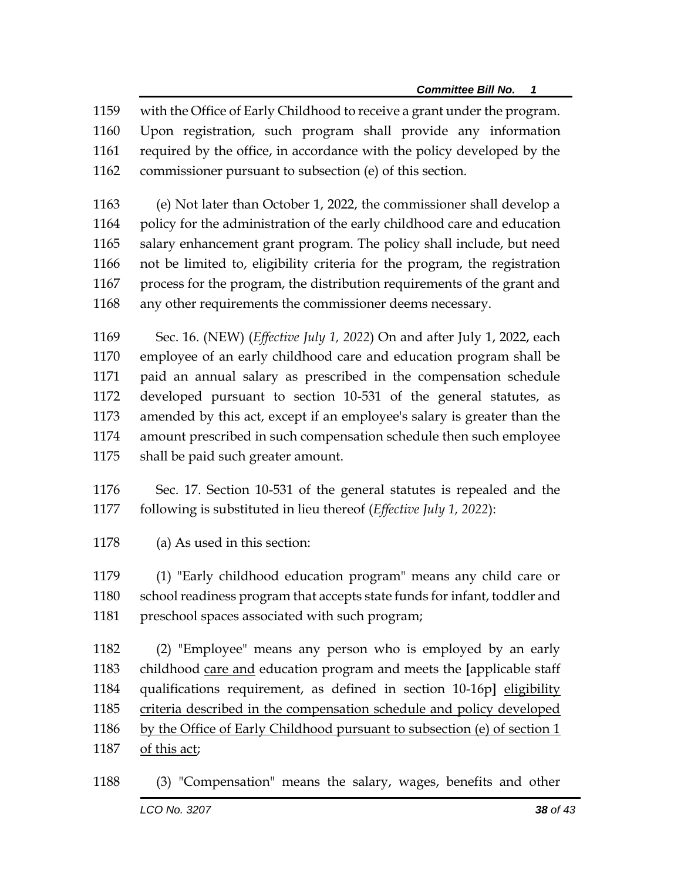with the Office of Early Childhood to receive a grant under the program. Upon registration, such program shall provide any information required by the office, in accordance with the policy developed by the commissioner pursuant to subsection (e) of this section.

(e) Not later than October 1, 2022, the commissioner shall develop a policy for the administration of the early childhood care and education salary enhancement grant program. The policy shall include, but need not be limited to, eligibility criteria for the program, the registration process for the program, the distribution requirements of the grant and any other requirements the commissioner deems necessary.

Sec. 16. (NEW) (*Effective July 1, 2022*) On and after July 1, 2022, each employee of an early childhood care and education program shall be paid an annual salary as prescribed in the compensation schedule developed pursuant to section 10-531 of the general statutes, as amended by this act, except if an employee's salary is greater than the amount prescribed in such compensation schedule then such employee shall be paid such greater amount.

Sec. 17. Section 10-531 of the general statutes is repealed and the following is substituted in lieu thereof (*Effective July 1, 2022*):

(a) As used in this section:

(1) "Early childhood education program" means any child care or school readiness program that accepts state funds for infant, toddler and preschool spaces associated with such program;

(2) "Employee" means any person who is employed by an early childhood <u>care and</u> education program and meets the **[**applicable staff qualifications requirement, as defined in section 10-16p**]** <u>eligibility criteria described in the compensation schedule and policy developed by the Office of Early Childhood pursuant to subsection (e) of section 1 of this act</u>;

(3) "Compensation" means the salary, wages, benefits and other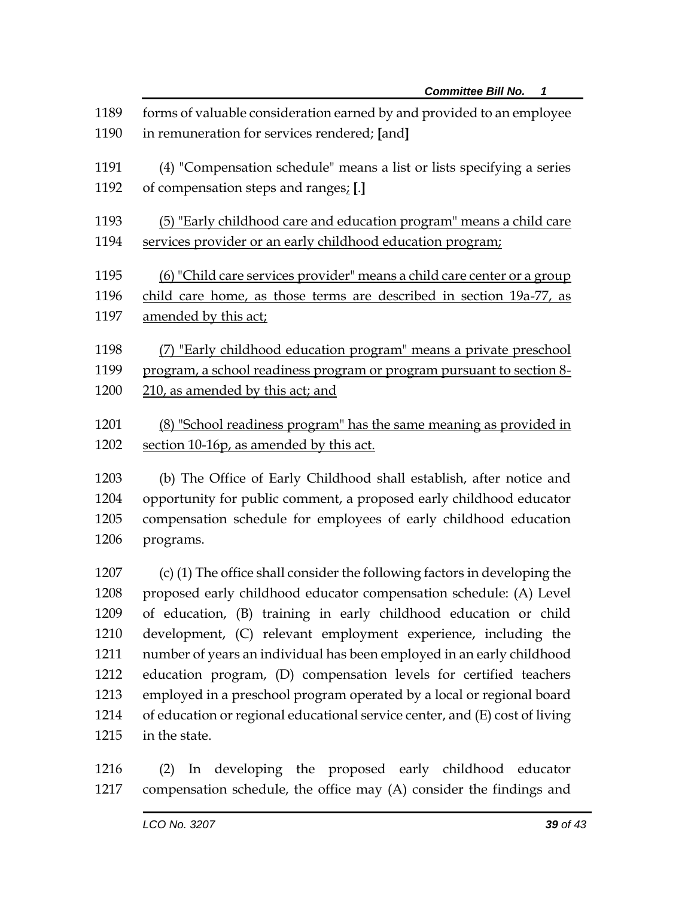forms of valuable consideration earned by and provided to an employee in remuneration for services rendered; [and]

(4) "Compensation schedule" means a list or lists specifying a series of compensation steps and ranges<u>;</u> [.]

<u>(5) "Early childhood care and education program" means a child care services provider or an early childhood education program;</u>

<u>(6) "Child care services provider" means a child care center or a group child care home, as those terms are described in section 19a-77, as amended by this act;</u>

<u>(7) "Early childhood education program" means a private preschool program, a school readiness program or program pursuant to section 8-210, as amended by this act; and</u>

<u>(8) "School readiness program" has the same meaning as provided in section 10-16p, as amended by this act.</u>

(b) The Office of Early Childhood shall establish, after notice and opportunity for public comment, a proposed early childhood educator compensation schedule for employees of early childhood education programs.

(c) (1) The office shall consider the following factors in developing the proposed early childhood educator compensation schedule: (A) Level of education, (B) training in early childhood education or child development, (C) relevant employment experience, including the number of years an individual has been employed in an early childhood education program, (D) compensation levels for certified teachers employed in a preschool program operated by a local or regional board of education or regional educational service center, and (E) cost of living in the state.

(2) In developing the proposed early childhood educator compensation schedule, the office may (A) consider the findings and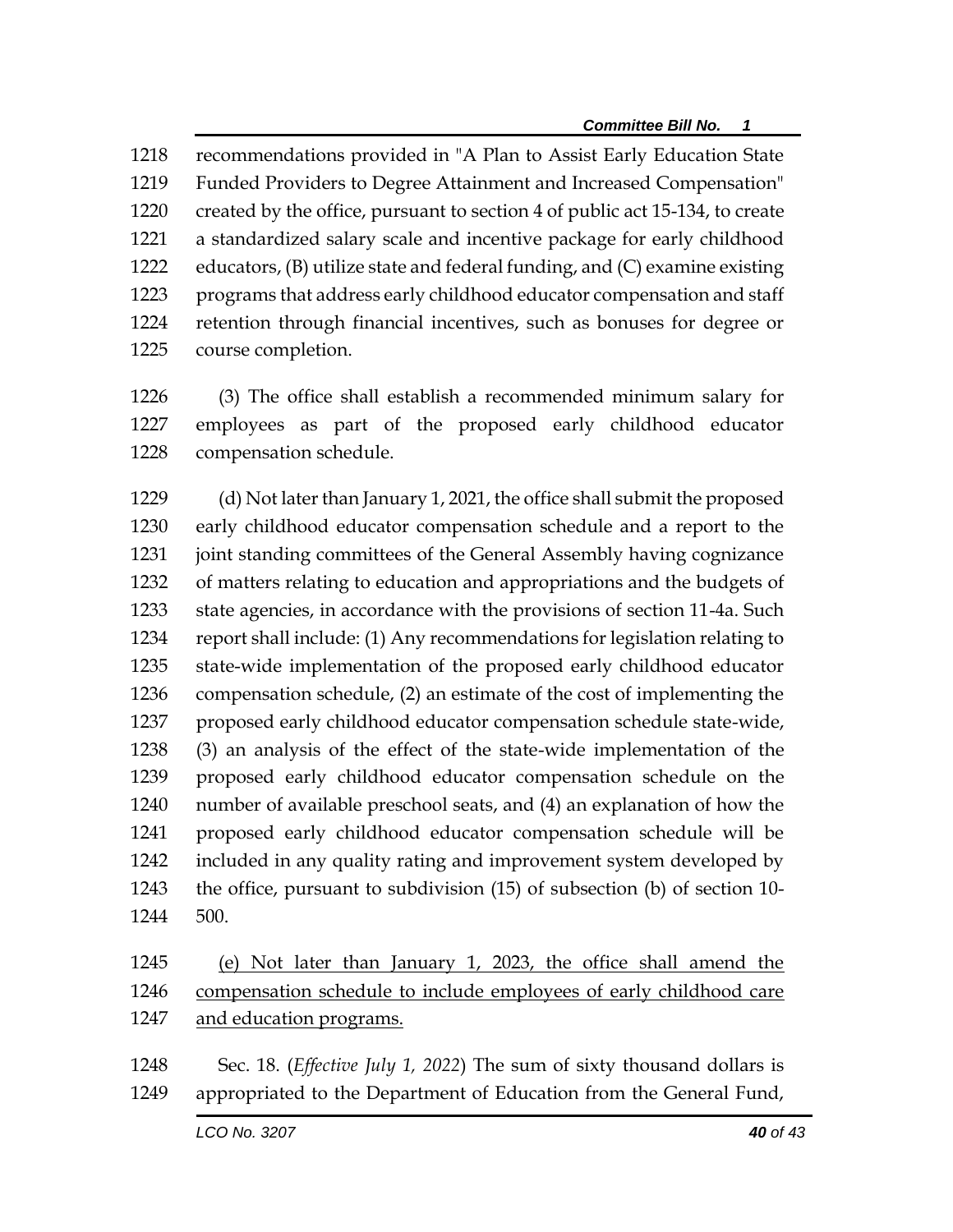recommendations provided in "A Plan to Assist Early Education State Funded Providers to Degree Attainment and Increased Compensation" created by the office, pursuant to section 4 of public act 15-134, to create a standardized salary scale and incentive package for early childhood educators, (B) utilize state and federal funding, and (C) examine existing programs that address early childhood educator compensation and staff retention through financial incentives, such as bonuses for degree or course completion.

(3) The office shall establish a recommended minimum salary for employees as part of the proposed early childhood educator compensation schedule.

(d) Not later than January 1, 2021, the office shall submit the proposed early childhood educator compensation schedule and a report to the joint standing committees of the General Assembly having cognizance of matters relating to education and appropriations and the budgets of state agencies, in accordance with the provisions of section 11-4a. Such report shall include: (1) Any recommendations for legislation relating to state-wide implementation of the proposed early childhood educator compensation schedule, (2) an estimate of the cost of implementing the proposed early childhood educator compensation schedule state-wide, (3) an analysis of the effect of the state-wide implementation of the proposed early childhood educator compensation schedule on the number of available preschool seats, and (4) an explanation of how the proposed early childhood educator compensation schedule will be included in any quality rating and improvement system developed by the office, pursuant to subdivision (15) of subsection (b) of section 10-500.

<u>(e) Not later than January 1, 2023, the office shall amend the compensation schedule to include employees of early childhood care and education programs.</u>

Sec. 18. (*Effective July 1, 2022*) The sum of sixty thousand dollars is appropriated to the Department of Education from the General Fund,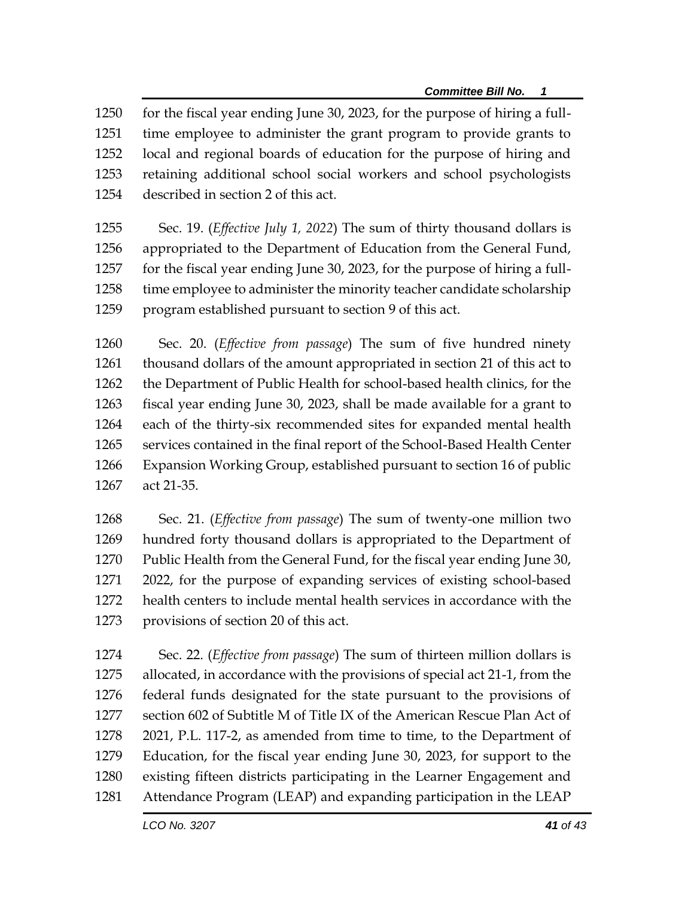for the fiscal year ending June 30, 2023, for the purpose of hiring a full-time employee to administer the grant program to provide grants to local and regional boards of education for the purpose of hiring and retaining additional school social workers and school psychologists described in section 2 of this act.

Sec. 19. (*Effective July 1, 2022*) The sum of thirty thousand dollars is appropriated to the Department of Education from the General Fund, for the fiscal year ending June 30, 2023, for the purpose of hiring a full-time employee to administer the minority teacher candidate scholarship program established pursuant to section 9 of this act.

Sec. 20. (*Effective from passage*) The sum of five hundred ninety thousand dollars of the amount appropriated in section 21 of this act to the Department of Public Health for school-based health clinics, for the fiscal year ending June 30, 2023, shall be made available for a grant to each of the thirty-six recommended sites for expanded mental health services contained in the final report of the School-Based Health Center Expansion Working Group, established pursuant to section 16 of public act 21-35.

Sec. 21. (*Effective from passage*) The sum of twenty-one million two hundred forty thousand dollars is appropriated to the Department of Public Health from the General Fund, for the fiscal year ending June 30, 2022, for the purpose of expanding services of existing school-based health centers to include mental health services in accordance with the provisions of section 20 of this act.

Sec. 22. (*Effective from passage*) The sum of thirteen million dollars is allocated, in accordance with the provisions of special act 21-1, from the federal funds designated for the state pursuant to the provisions of section 602 of Subtitle M of Title IX of the American Rescue Plan Act of 2021, P.L. 117-2, as amended from time to time, to the Department of Education, for the fiscal year ending June 30, 2023, for support to the existing fifteen districts participating in the Learner Engagement and Attendance Program (LEAP) and expanding participation in the LEAP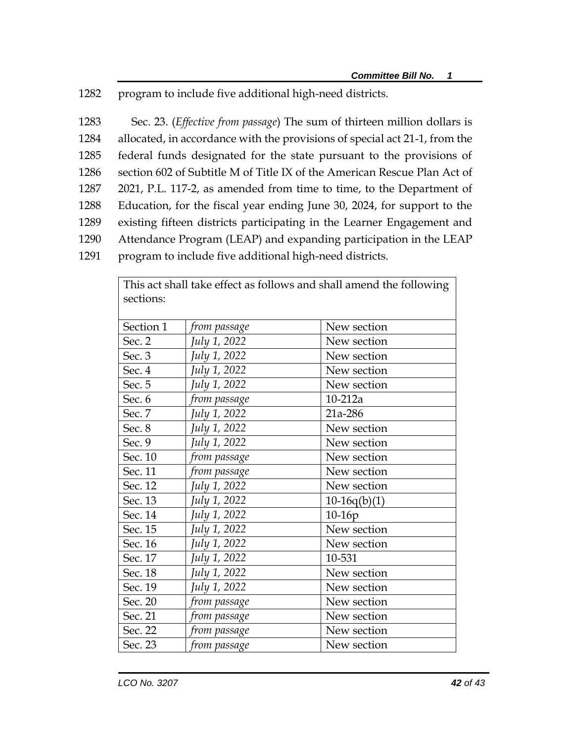program to include five additional high-need districts.

Sec. 23. (*Effective from passage*) The sum of thirteen million dollars is allocated, in accordance with the provisions of special act 21-1, from the federal funds designated for the state pursuant to the provisions of section 602 of Subtitle M of Title IX of the American Rescue Plan Act of 2021, P.L. 117-2, as amended from time to time, to the Department of Education, for the fiscal year ending June 30, 2024, for support to the existing fifteen districts participating in the Learner Engagement and Attendance Program (LEAP) and expanding participation in the LEAP program to include five additional high-need districts.

| This act shall take effect as follows and shall amend the following sections: | | |
|---|---|---|
| Section 1 | *from passage* | New section |
| Sec. 2 | *July 1, 2022* | New section |
| Sec. 3 | *July 1, 2022* | New section |
| Sec. 4 | *July 1, 2022* | New section |
| Sec. 5 | *July 1, 2022* | New section |
| Sec. 6 | *from passage* | 10-212a |
| Sec. 7 | *July 1, 2022* | 21a-286 |
| Sec. 8 | *July 1, 2022* | New section |
| Sec. 9 | *July 1, 2022* | New section |
| Sec. 10 | *from passage* | New section |
| Sec. 11 | *from passage* | New section |
| Sec. 12 | *July 1, 2022* | New section |
| Sec. 13 | *July 1, 2022* | 10-16q(b)(1) |
| Sec. 14 | *July 1, 2022* | 10-16p |
| Sec. 15 | *July 1, 2022* | New section |
| Sec. 16 | *July 1, 2022* | New section |
| Sec. 17 | *July 1, 2022* | 10-531 |
| Sec. 18 | *July 1, 2022* | New section |
| Sec. 19 | *July 1, 2022* | New section |
| Sec. 20 | *from passage* | New section |
| Sec. 21 | *from passage* | New section |
| Sec. 22 | *from passage* | New section |
| Sec. 23 | *from passage* | New section |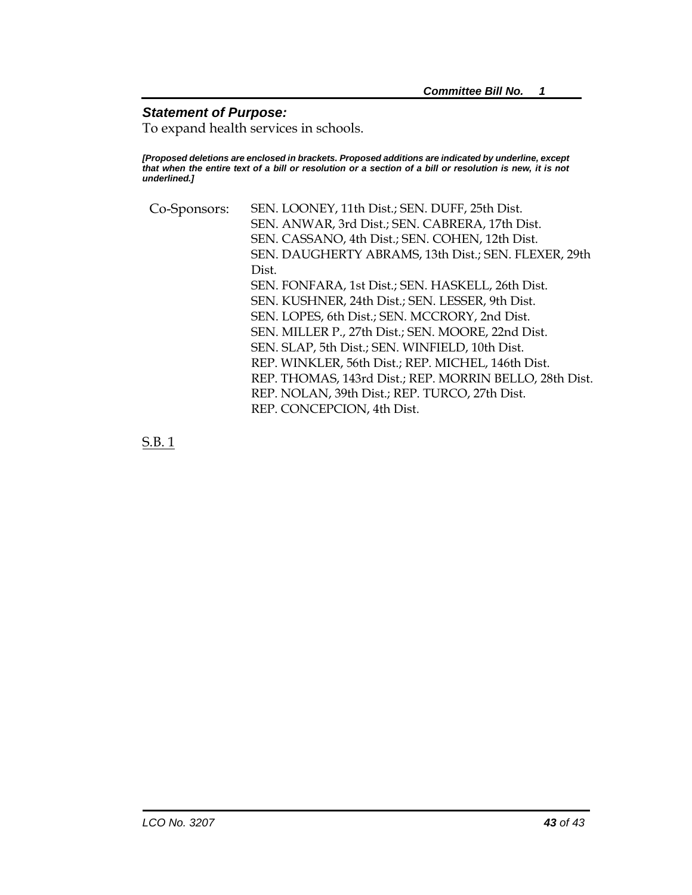Committee Bill No. 1

***Statement of Purpose:***

To expand health services in schools.

***[Proposed deletions are enclosed in brackets. Proposed additions are indicated by underline, except that when the entire text of a bill or resolution or a section of a bill or resolution is new, it is not underlined.]***

Co-Sponsors: SEN. LOONEY, 11th Dist.; SEN. DUFF, 25th Dist.
SEN. ANWAR, 3rd Dist.; SEN. CABRERA, 17th Dist.
SEN. CASSANO, 4th Dist.; SEN. COHEN, 12th Dist.
SEN. DAUGHERTY ABRAMS, 13th Dist.; SEN. FLEXER, 29th Dist.
SEN. FONFARA, 1st Dist.; SEN. HASKELL, 26th Dist.
SEN. KUSHNER, 24th Dist.; SEN. LESSER, 9th Dist.
SEN. LOPES, 6th Dist.; SEN. MCCRORY, 2nd Dist.
SEN. MILLER P., 27th Dist.; SEN. MOORE, 22nd Dist.
SEN. SLAP, 5th Dist.; SEN. WINFIELD, 10th Dist.
REP. WINKLER, 56th Dist.; REP. MICHEL, 146th Dist.
REP. THOMAS, 143rd Dist.; REP. MORRIN BELLO, 28th Dist.
REP. NOLAN, 39th Dist.; REP. TURCO, 27th Dist.
REP. CONCEPCION, 4th Dist.

S.B. 1